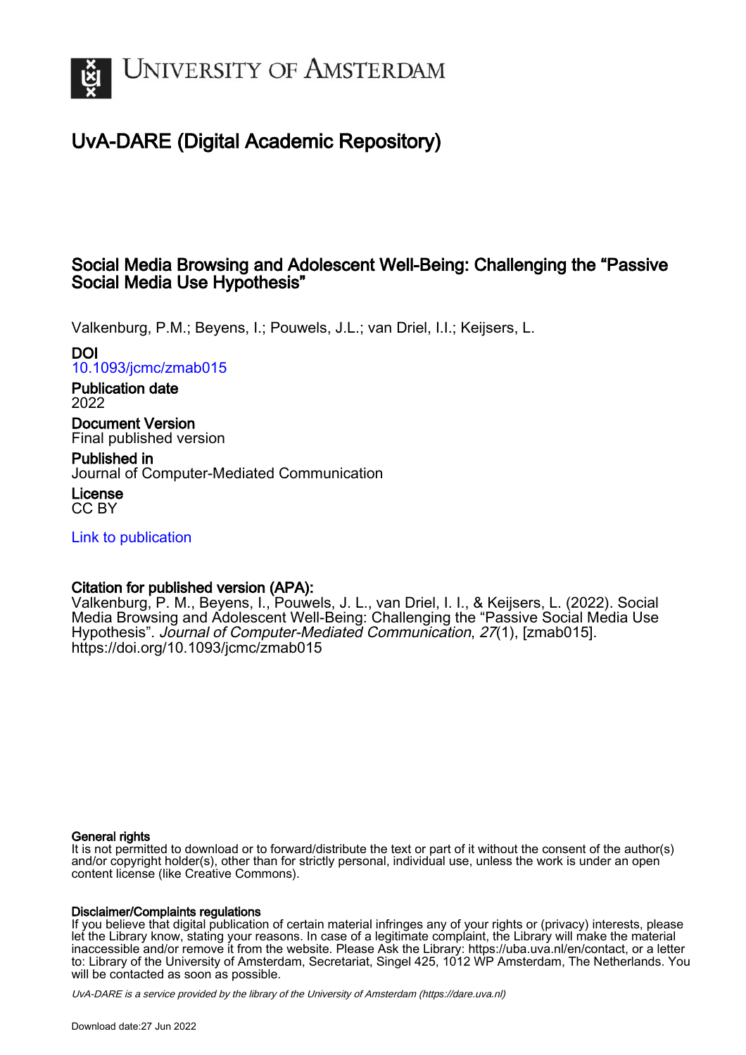# UvA-DARE (Digital Academic Repository)

## Social Media Browsing and Adolescent Well-Being: Challenging the "Passive Social Media Use Hypothesis"

Valkenburg, P.M.; Beyens, I.; Pouwels, J.L.; van Driel, I.I.; Keijsers, L.

**DOI**
10.1093/jcmc/zmab015

**Publication date**
2022

**Document Version**
Final published version

**Published in**
Journal of Computer-Mediated Communication

**License**
CC BY

Link to publication

**Citation for published version (APA):**
Valkenburg, P. M., Beyens, I., Pouwels, J. L., van Driel, I. I., & Keijsers, L. (2022). Social Media Browsing and Adolescent Well-Being: Challenging the "Passive Social Media Use Hypothesis". *Journal of Computer-Mediated Communication*, *27*(1), [zmab015]. https://doi.org/10.1093/jcmc/zmab015

**General rights**
It is not permitted to download or to forward/distribute the text or part of it without the consent of the author(s) and/or copyright holder(s), other than for strictly personal, individual use, unless the work is under an open content license (like Creative Commons).

**Disclaimer/Complaints regulations**
If you believe that digital publication of certain material infringes any of your rights or (privacy) interests, please let the Library know, stating your reasons. In case of a legitimate complaint, the Library will make the material inaccessible and/or remove it from the website. Please Ask the Library: https://uba.uva.nl/en/contact, or a letter to: Library of the University of Amsterdam, Secretariat, Singel 425, 1012 WP Amsterdam, The Netherlands. You will be contacted as soon as possible.

UvA-DARE is a service provided by the library of the University of Amsterdam (https://dare.uva.nl)

Download date:27 Jun 2022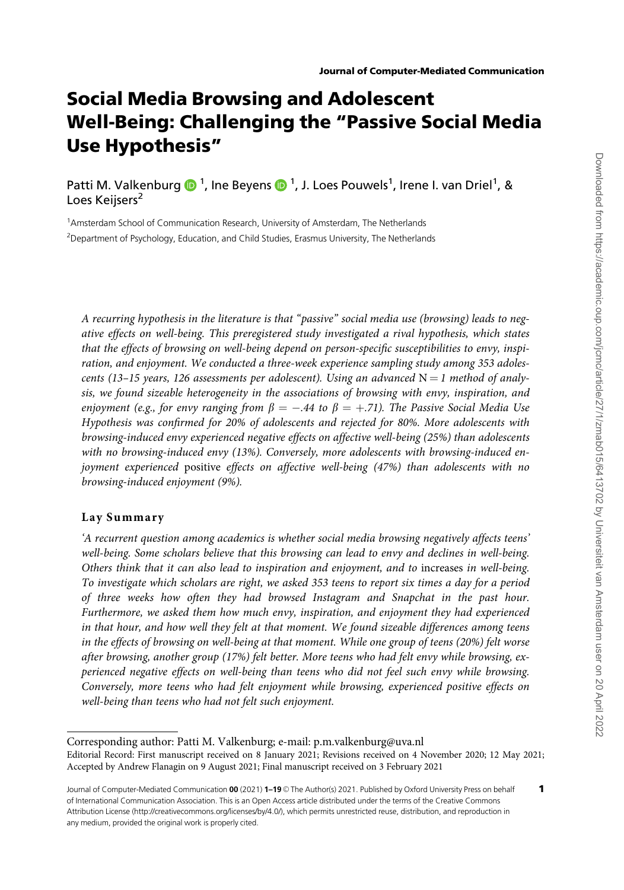**Journal of Computer-Mediated Communication**

# Social Media Browsing and Adolescent Well-Being: Challenging the "Passive Social Media Use Hypothesis"

Patti M. Valkenburg [1], Ine Beyens [1], J. Loes Pouwels[1], Irene I. van Driel[1], & Loes Keijsers[2]

[1]Amsterdam School of Communication Research, University of Amsterdam, The Netherlands

[2]Department of Psychology, Education, and Child Studies, Erasmus University, The Netherlands

*A recurring hypothesis in the literature is that "passive" social media use (browsing) leads to negative effects on well-being. This preregistered study investigated a rival hypothesis, which states that the effects of browsing on well-being depend on person-specific susceptibilities to envy, inspiration, and enjoyment. We conducted a three-week experience sampling study among 353 adolescents (13–15 years, 126 assessments per adolescent). Using an advanced* N = 1 *method of analysis, we found sizeable heterogeneity in the associations of browsing with envy, inspiration, and enjoyment (e.g., for envy ranging from* $\beta = -.44$ *to* $\beta = +.71$*). The Passive Social Media Use Hypothesis was confirmed for 20% of adolescents and rejected for 80%. More adolescents with browsing-induced envy experienced negative effects on affective well-being (25%) than adolescents with no browsing-induced envy (13%). Conversely, more adolescents with browsing-induced enjoyment experienced* positive *effects on affective well-being (47%) than adolescents with no browsing-induced enjoyment (9%).*

## Lay Summary

*'A recurrent question among academics is whether social media browsing negatively affects teens' well-being. Some scholars believe that this browsing can lead to envy and declines in well-being. Others think that it can also lead to inspiration and enjoyment, and to* increases *in well-being. To investigate which scholars are right, we asked 353 teens to report six times a day for a period of three weeks how often they had browsed Instagram and Snapchat in the past hour. Furthermore, we asked them how much envy, inspiration, and enjoyment they had experienced in that hour, and how well they felt at that moment. We found sizeable differences among teens in the effects of browsing on well-being at that moment. While one group of teens (20%) felt worse after browsing, another group (17%) felt better. More teens who had felt envy while browsing, experienced negative effects on well-being than teens who did not feel such envy while browsing. Conversely, more teens who had felt enjoyment while browsing, experienced positive effects on well-being than teens who had not felt such enjoyment.*

---

Corresponding author: Patti M. Valkenburg; e-mail: p.m.valkenburg@uva.nl

Editorial Record: First manuscript received on 8 January 2021; Revisions received on 4 November 2020; 12 May 2021; Accepted by Andrew Flanagin on 9 August 2021; Final manuscript received on 3 February 2021

Journal of Computer-Mediated Communication **00** (2021) **1–19** © The Author(s) 2021. Published by Oxford University Press on behalf of International Communication Association. This is an Open Access article distributed under the terms of the Creative Commons Attribution License (http://creativecommons.org/licenses/by/4.0/), which permits unrestricted reuse, distribution, and reproduction in any medium, provided the original work is properly cited.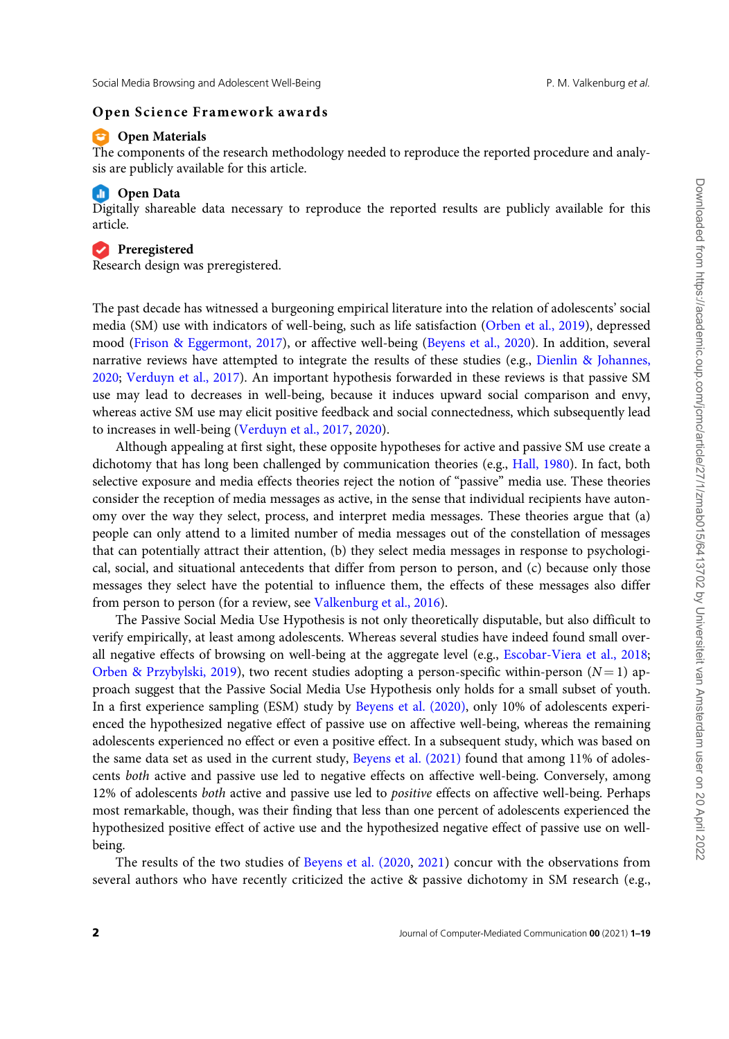## Open Science Framework awards

**Open Materials**

The components of the research methodology needed to reproduce the reported procedure and analysis are publicly available for this article.

**Open Data**

Digitally shareable data necessary to reproduce the reported results are publicly available for this article.

**Preregistered**

Research design was preregistered.

The past decade has witnessed a burgeoning empirical literature into the relation of adolescents' social media (SM) use with indicators of well-being, such as life satisfaction (Orben et al., 2019), depressed mood (Frison & Eggermont, 2017), or affective well-being (Beyens et al., 2020). In addition, several narrative reviews have attempted to integrate the results of these studies (e.g., Dienlin & Johannes, 2020; Verduyn et al., 2017). An important hypothesis forwarded in these reviews is that passive SM use may lead to decreases in well-being, because it induces upward social comparison and envy, whereas active SM use may elicit positive feedback and social connectedness, which subsequently lead to increases in well-being (Verduyn et al., 2017, 2020).

Although appealing at first sight, these opposite hypotheses for active and passive SM use create a dichotomy that has long been challenged by communication theories (e.g., Hall, 1980). In fact, both selective exposure and media effects theories reject the notion of "passive" media use. These theories consider the reception of media messages as active, in the sense that individual recipients have autonomy over the way they select, process, and interpret media messages. These theories argue that (a) people can only attend to a limited number of media messages out of the constellation of messages that can potentially attract their attention, (b) they select media messages in response to psychological, social, and situational antecedents that differ from person to person, and (c) because only those messages they select have the potential to influence them, the effects of these messages also differ from person to person (for a review, see Valkenburg et al., 2016).

The Passive Social Media Use Hypothesis is not only theoretically disputable, but also difficult to verify empirically, at least among adolescents. Whereas several studies have indeed found small overall negative effects of browsing on well-being at the aggregate level (e.g., Escobar-Viera et al., 2018; Orben & Przybylski, 2019), two recent studies adopting a person-specific within-person ($N = 1$) approach suggest that the Passive Social Media Use Hypothesis only holds for a small subset of youth. In a first experience sampling (ESM) study by Beyens et al. (2020), only 10% of adolescents experienced the hypothesized negative effect of passive use on affective well-being, whereas the remaining adolescents experienced no effect or even a positive effect. In a subsequent study, which was based on the same data set as used in the current study, Beyens et al. (2021) found that among 11% of adolescents *both* active and passive use led to negative effects on affective well-being. Conversely, among 12% of adolescents *both* active and passive use led to *positive* effects on affective well-being. Perhaps most remarkable, though, was their finding that less than one percent of adolescents experienced the hypothesized positive effect of active use and the hypothesized negative effect of passive use on well-being.

The results of the two studies of Beyens et al. (2020, 2021) concur with the observations from several authors who have recently criticized the active & passive dichotomy in SM research (e.g.,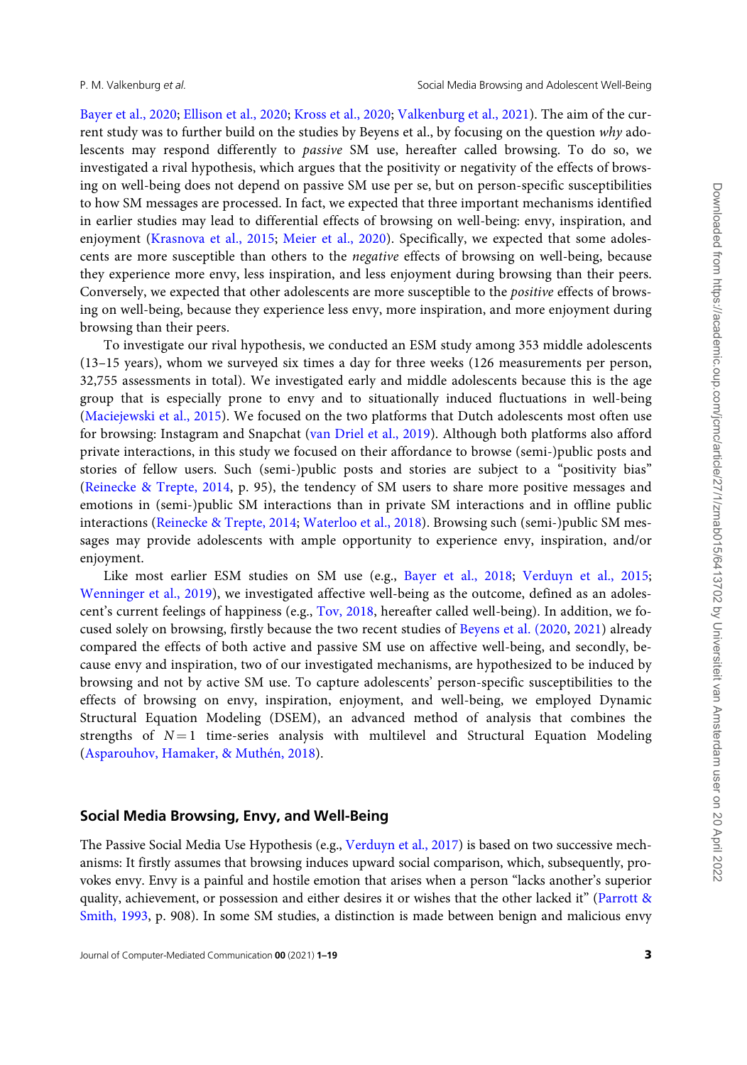Bayer et al., 2020; Ellison et al., 2020; Kross et al., 2020; Valkenburg et al., 2021). The aim of the current study was to further build on the studies by Beyens et al., by focusing on the question *why* adolescents may respond differently to *passive* SM use, hereafter called browsing. To do so, we investigated a rival hypothesis, which argues that the positivity or negativity of the effects of browsing on well-being does not depend on passive SM use per se, but on person-specific susceptibilities to how SM messages are processed. In fact, we expected that three important mechanisms identified in earlier studies may lead to differential effects of browsing on well-being: envy, inspiration, and enjoyment (Krasnova et al., 2015; Meier et al., 2020). Specifically, we expected that some adolescents are more susceptible than others to the *negative* effects of browsing on well-being, because they experience more envy, less inspiration, and less enjoyment during browsing than their peers. Conversely, we expected that other adolescents are more susceptible to the *positive* effects of browsing on well-being, because they experience less envy, more inspiration, and more enjoyment during browsing than their peers.

To investigate our rival hypothesis, we conducted an ESM study among 353 middle adolescents (13–15 years), whom we surveyed six times a day for three weeks (126 measurements per person, 32,755 assessments in total). We investigated early and middle adolescents because this is the age group that is especially prone to envy and to situationally induced fluctuations in well-being (Maciejewski et al., 2015). We focused on the two platforms that Dutch adolescents most often use for browsing: Instagram and Snapchat (van Driel et al., 2019). Although both platforms also afford private interactions, in this study we focused on their affordance to browse (semi-)public posts and stories of fellow users. Such (semi-)public posts and stories are subject to a "positivity bias" (Reinecke & Trepte, 2014, p. 95), the tendency of SM users to share more positive messages and emotions in (semi-)public SM interactions than in private SM interactions and in offline public interactions (Reinecke & Trepte, 2014; Waterloo et al., 2018). Browsing such (semi-)public SM messages may provide adolescents with ample opportunity to experience envy, inspiration, and/or enjoyment.

Like most earlier ESM studies on SM use (e.g., Bayer et al., 2018; Verduyn et al., 2015; Wenninger et al., 2019), we investigated affective well-being as the outcome, defined as an adolescent's current feelings of happiness (e.g., Tov, 2018, hereafter called well-being). In addition, we focused solely on browsing, firstly because the two recent studies of Beyens et al. (2020, 2021) already compared the effects of both active and passive SM use on affective well-being, and secondly, because envy and inspiration, two of our investigated mechanisms, are hypothesized to be induced by browsing and not by active SM use. To capture adolescents' person-specific susceptibilities to the effects of browsing on envy, inspiration, enjoyment, and well-being, we employed Dynamic Structural Equation Modeling (DSEM), an advanced method of analysis that combines the strengths of $N = 1$ time-series analysis with multilevel and Structural Equation Modeling (Asparouhov, Hamaker, & Muthén, 2018).

## Social Media Browsing, Envy, and Well-Being

The Passive Social Media Use Hypothesis (e.g., Verduyn et al., 2017) is based on two successive mechanisms: It firstly assumes that browsing induces upward social comparison, which, subsequently, provokes envy. Envy is a painful and hostile emotion that arises when a person "lacks another's superior quality, achievement, or possession and either desires it or wishes that the other lacked it" (Parrott & Smith, 1993, p. 908). In some SM studies, a distinction is made between benign and malicious envy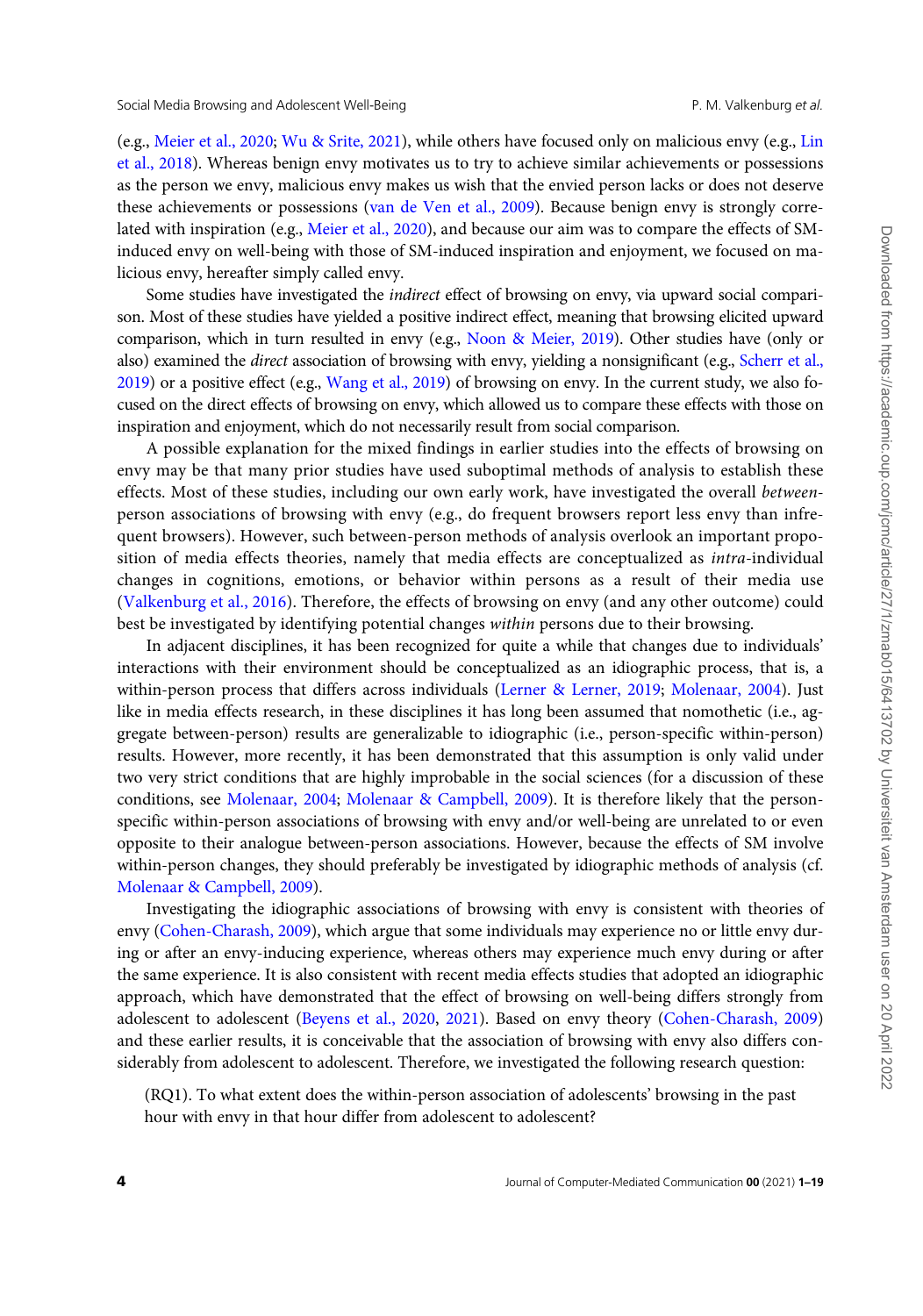(e.g., Meier et al., 2020; Wu & Srite, 2021), while others have focused only on malicious envy (e.g., Lin et al., 2018). Whereas benign envy motivates us to try to achieve similar achievements or possessions as the person we envy, malicious envy makes us wish that the envied person lacks or does not deserve these achievements or possessions (van de Ven et al., 2009). Because benign envy is strongly correlated with inspiration (e.g., Meier et al., 2020), and because our aim was to compare the effects of SM-induced envy on well-being with those of SM-induced inspiration and enjoyment, we focused on malicious envy, hereafter simply called envy.

Some studies have investigated the *indirect* effect of browsing on envy, via upward social comparison. Most of these studies have yielded a positive indirect effect, meaning that browsing elicited upward comparison, which in turn resulted in envy (e.g., Noon & Meier, 2019). Other studies have (only or also) examined the *direct* association of browsing with envy, yielding a nonsignificant (e.g., Scherr et al., 2019) or a positive effect (e.g., Wang et al., 2019) of browsing on envy. In the current study, we also focused on the direct effects of browsing on envy, which allowed us to compare these effects with those on inspiration and enjoyment, which do not necessarily result from social comparison.

A possible explanation for the mixed findings in earlier studies into the effects of browsing on envy may be that many prior studies have used suboptimal methods of analysis to establish these effects. Most of these studies, including our own early work, have investigated the overall *between*-person associations of browsing with envy (e.g., do frequent browsers report less envy than infrequent browsers). However, such between-person methods of analysis overlook an important proposition of media effects theories, namely that media effects are conceptualized as *intra*-individual changes in cognitions, emotions, or behavior within persons as a result of their media use (Valkenburg et al., 2016). Therefore, the effects of browsing on envy (and any other outcome) could best be investigated by identifying potential changes *within* persons due to their browsing.

In adjacent disciplines, it has been recognized for quite a while that changes due to individuals' interactions with their environment should be conceptualized as an idiographic process, that is, a within-person process that differs across individuals (Lerner & Lerner, 2019; Molenaar, 2004). Just like in media effects research, in these disciplines it has long been assumed that nomothetic (i.e., aggregate between-person) results are generalizable to idiographic (i.e., person-specific within-person) results. However, more recently, it has been demonstrated that this assumption is only valid under two very strict conditions that are highly improbable in the social sciences (for a discussion of these conditions, see Molenaar, 2004; Molenaar & Campbell, 2009). It is therefore likely that the person-specific within-person associations of browsing with envy and/or well-being are unrelated to or even opposite to their analogue between-person associations. However, because the effects of SM involve within-person changes, they should preferably be investigated by idiographic methods of analysis (cf. Molenaar & Campbell, 2009).

Investigating the idiographic associations of browsing with envy is consistent with theories of envy (Cohen-Charash, 2009), which argue that some individuals may experience no or little envy during or after an envy-inducing experience, whereas others may experience much envy during or after the same experience. It is also consistent with recent media effects studies that adopted an idiographic approach, which have demonstrated that the effect of browsing on well-being differs strongly from adolescent to adolescent (Beyens et al., 2020, 2021). Based on envy theory (Cohen-Charash, 2009) and these earlier results, it is conceivable that the association of browsing with envy also differs considerably from adolescent to adolescent. Therefore, we investigated the following research question:

(RQ1). To what extent does the within-person association of adolescents' browsing in the past hour with envy in that hour differ from adolescent to adolescent?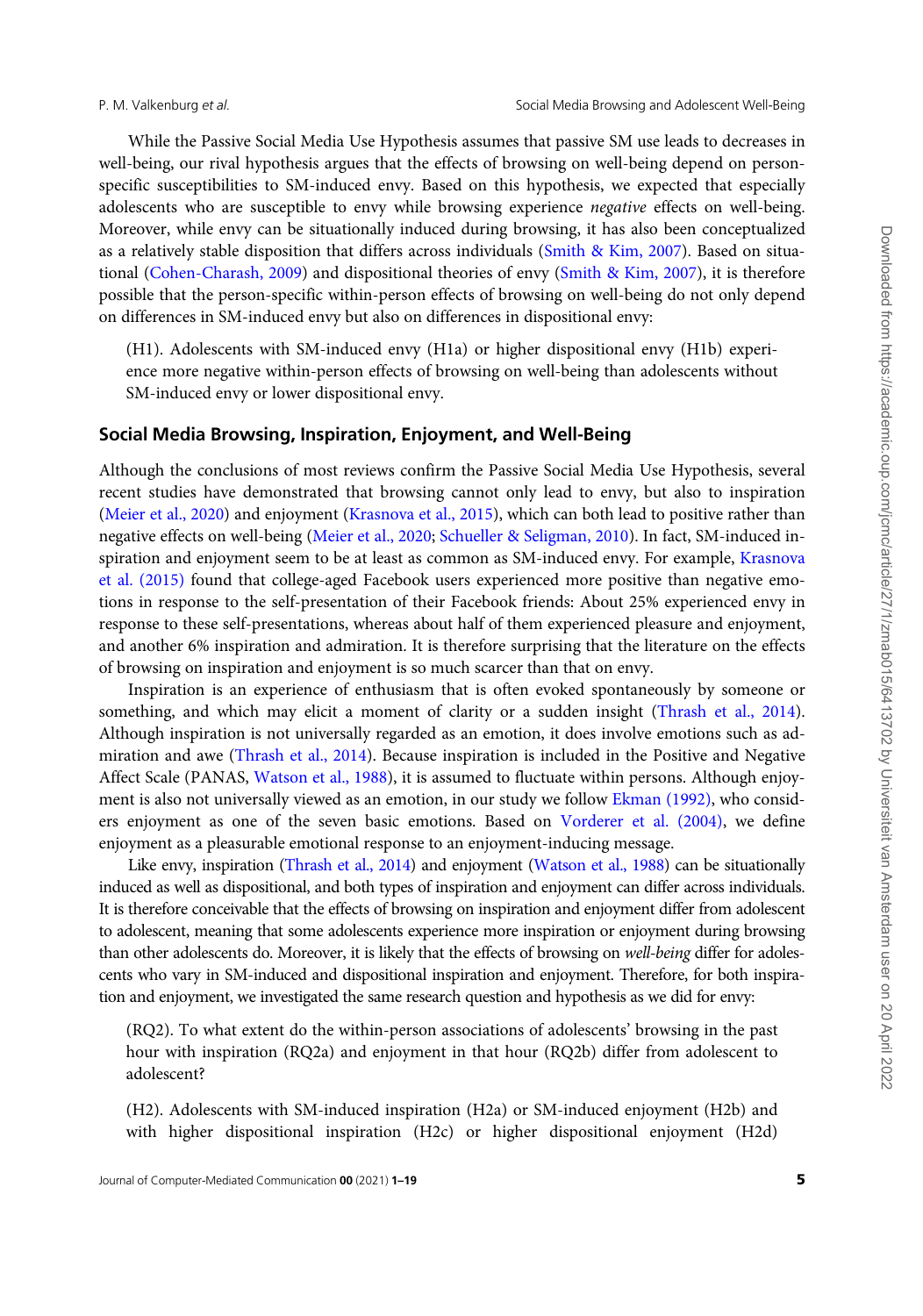While the Passive Social Media Use Hypothesis assumes that passive SM use leads to decreases in well-being, our rival hypothesis argues that the effects of browsing on well-being depend on person-specific susceptibilities to SM-induced envy. Based on this hypothesis, we expected that especially adolescents who are susceptible to envy while browsing experience *negative* effects on well-being. Moreover, while envy can be situationally induced during browsing, it has also been conceptualized as a relatively stable disposition that differs across individuals (Smith & Kim, 2007). Based on situational (Cohen-Charash, 2009) and dispositional theories of envy (Smith & Kim, 2007), it is therefore possible that the person-specific within-person effects of browsing on well-being do not only depend on differences in SM-induced envy but also on differences in dispositional envy:

(H1). Adolescents with SM-induced envy (H1a) or higher dispositional envy (H1b) experience more negative within-person effects of browsing on well-being than adolescents without SM-induced envy or lower dispositional envy.

## Social Media Browsing, Inspiration, Enjoyment, and Well-Being

Although the conclusions of most reviews confirm the Passive Social Media Use Hypothesis, several recent studies have demonstrated that browsing cannot only lead to envy, but also to inspiration (Meier et al., 2020) and enjoyment (Krasnova et al., 2015), which can both lead to positive rather than negative effects on well-being (Meier et al., 2020; Schueller & Seligman, 2010). In fact, SM-induced inspiration and enjoyment seem to be at least as common as SM-induced envy. For example, Krasnova et al. (2015) found that college-aged Facebook users experienced more positive than negative emotions in response to the self-presentation of their Facebook friends: About 25% experienced envy in response to these self-presentations, whereas about half of them experienced pleasure and enjoyment, and another 6% inspiration and admiration. It is therefore surprising that the literature on the effects of browsing on inspiration and enjoyment is so much scarcer than that on envy.

Inspiration is an experience of enthusiasm that is often evoked spontaneously by someone or something, and which may elicit a moment of clarity or a sudden insight (Thrash et al., 2014). Although inspiration is not universally regarded as an emotion, it does involve emotions such as admiration and awe (Thrash et al., 2014). Because inspiration is included in the Positive and Negative Affect Scale (PANAS, Watson et al., 1988), it is assumed to fluctuate within persons. Although enjoyment is also not universally viewed as an emotion, in our study we follow Ekman (1992), who considers enjoyment as one of the seven basic emotions. Based on Vorderer et al. (2004), we define enjoyment as a pleasurable emotional response to an enjoyment-inducing message.

Like envy, inspiration (Thrash et al., 2014) and enjoyment (Watson et al., 1988) can be situationally induced as well as dispositional, and both types of inspiration and enjoyment can differ across individuals. It is therefore conceivable that the effects of browsing on inspiration and enjoyment differ from adolescent to adolescent, meaning that some adolescents experience more inspiration or enjoyment during browsing than other adolescents do. Moreover, it is likely that the effects of browsing on *well-being* differ for adolescents who vary in SM-induced and dispositional inspiration and enjoyment. Therefore, for both inspiration and enjoyment, we investigated the same research question and hypothesis as we did for envy:

(RQ2). To what extent do the within-person associations of adolescents' browsing in the past hour with inspiration (RQ2a) and enjoyment in that hour (RQ2b) differ from adolescent to adolescent?

(H2). Adolescents with SM-induced inspiration (H2a) or SM-induced enjoyment (H2b) and with higher dispositional inspiration (H2c) or higher dispositional enjoyment (H2d)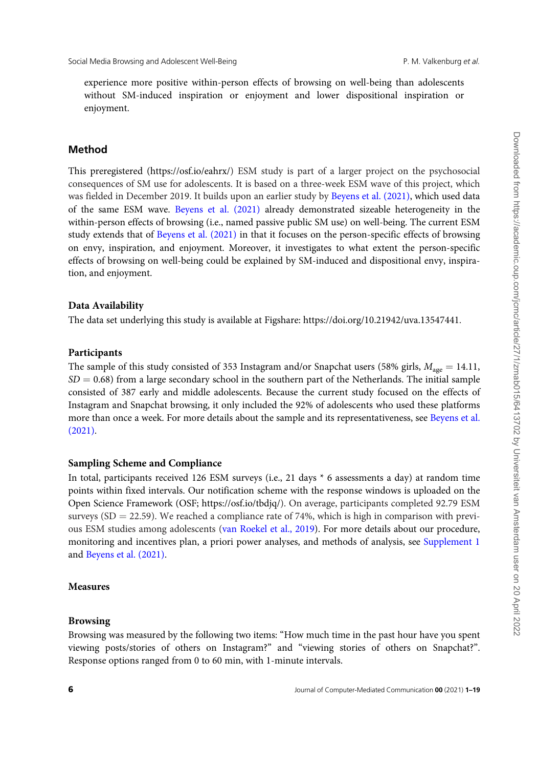experience more positive within-person effects of browsing on well-being than adolescents without SM-induced inspiration or enjoyment and lower dispositional inspiration or enjoyment.

## Method

This preregistered (https://osf.io/eahrx/) ESM study is part of a larger project on the psychosocial consequences of SM use for adolescents. It is based on a three-week ESM wave of this project, which was fielded in December 2019. It builds upon an earlier study by Beyens et al. (2021), which used data of the same ESM wave. Beyens et al. (2021) already demonstrated sizeable heterogeneity in the within-person effects of browsing (i.e., named passive public SM use) on well-being. The current ESM study extends that of Beyens et al. (2021) in that it focuses on the person-specific effects of browsing on envy, inspiration, and enjoyment. Moreover, it investigates to what extent the person-specific effects of browsing on well-being could be explained by SM-induced and dispositional envy, inspiration, and enjoyment.

### Data Availability

The data set underlying this study is available at Figshare: https://doi.org/10.21942/uva.13547441.

### Participants

The sample of this study consisted of 353 Instagram and/or Snapchat users (58% girls, $M_{age} = 14.11$, $SD = 0.68$) from a large secondary school in the southern part of the Netherlands. The initial sample consisted of 387 early and middle adolescents. Because the current study focused on the effects of Instagram and Snapchat browsing, it only included the 92% of adolescents who used these platforms more than once a week. For more details about the sample and its representativeness, see Beyens et al. (2021).

### Sampling Scheme and Compliance

In total, participants received 126 ESM surveys (i.e., 21 days * 6 assessments a day) at random time points within fixed intervals. Our notification scheme with the response windows is uploaded on the Open Science Framework (OSF; https://osf.io/tbdjq/). On average, participants completed 92.79 ESM surveys (SD = 22.59). We reached a compliance rate of 74%, which is high in comparison with previous ESM studies among adolescents (van Roekel et al., 2019). For more details about our procedure, monitoring and incentives plan, a priori power analyses, and methods of analysis, see Supplement 1 and Beyens et al. (2021).

### Measures

#### Browsing

Browsing was measured by the following two items: "How much time in the past hour have you spent viewing posts/stories of others on Instagram?" and "viewing stories of others on Snapchat?". Response options ranged from 0 to 60 min, with 1-minute intervals.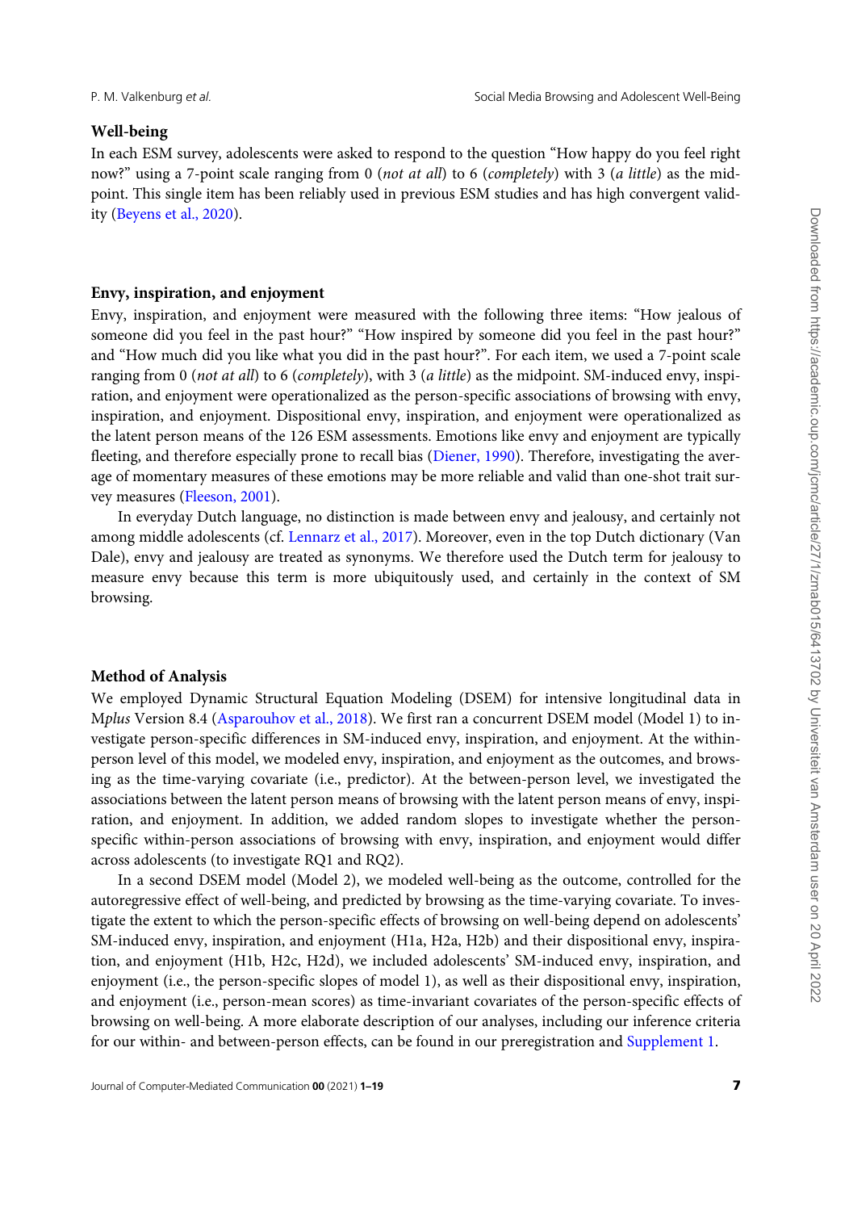### Well-being

In each ESM survey, adolescents were asked to respond to the question "How happy do you feel right now?" using a 7-point scale ranging from 0 (*not at all*) to 6 (*completely*) with 3 (*a little*) as the midpoint. This single item has been reliably used in previous ESM studies and has high convergent validity (Beyens et al., 2020).

### Envy, inspiration, and enjoyment

Envy, inspiration, and enjoyment were measured with the following three items: "How jealous of someone did you feel in the past hour?" "How inspired by someone did you feel in the past hour?" and "How much did you like what you did in the past hour?". For each item, we used a 7-point scale ranging from 0 (*not at all*) to 6 (*completely*), with 3 (*a little*) as the midpoint. SM-induced envy, inspiration, and enjoyment were operationalized as the person-specific associations of browsing with envy, inspiration, and enjoyment. Dispositional envy, inspiration, and enjoyment were operationalized as the latent person means of the 126 ESM assessments. Emotions like envy and enjoyment are typically fleeting, and therefore especially prone to recall bias (Diener, 1990). Therefore, investigating the average of momentary measures of these emotions may be more reliable and valid than one-shot trait survey measures (Fleeson, 2001).

In everyday Dutch language, no distinction is made between envy and jealousy, and certainly not among middle adolescents (cf. Lennarz et al., 2017). Moreover, even in the top Dutch dictionary (Van Dale), envy and jealousy are treated as synonyms. We therefore used the Dutch term for jealousy to measure envy because this term is more ubiquitously used, and certainly in the context of SM browsing.

### Method of Analysis

We employed Dynamic Structural Equation Modeling (DSEM) for intensive longitudinal data in M*plus* Version 8.4 (Asparouhov et al., 2018). We first ran a concurrent DSEM model (Model 1) to investigate person-specific differences in SM-induced envy, inspiration, and enjoyment. At the within-person level of this model, we modeled envy, inspiration, and enjoyment as the outcomes, and browsing as the time-varying covariate (i.e., predictor). At the between-person level, we investigated the associations between the latent person means of browsing with the latent person means of envy, inspiration, and enjoyment. In addition, we added random slopes to investigate whether the person-specific within-person associations of browsing with envy, inspiration, and enjoyment would differ across adolescents (to investigate RQ1 and RQ2).

In a second DSEM model (Model 2), we modeled well-being as the outcome, controlled for the autoregressive effect of well-being, and predicted by browsing as the time-varying covariate. To investigate the extent to which the person-specific effects of browsing on well-being depend on adolescents' SM-induced envy, inspiration, and enjoyment (H1a, H2a, H2b) and their dispositional envy, inspiration, and enjoyment (H1b, H2c, H2d), we included adolescents' SM-induced envy, inspiration, and enjoyment (i.e., the person-specific slopes of model 1), as well as their dispositional envy, inspiration, and enjoyment (i.e., person-mean scores) as time-invariant covariates of the person-specific effects of browsing on well-being. A more elaborate description of our analyses, including our inference criteria for our within- and between-person effects, can be found in our preregistration and Supplement 1.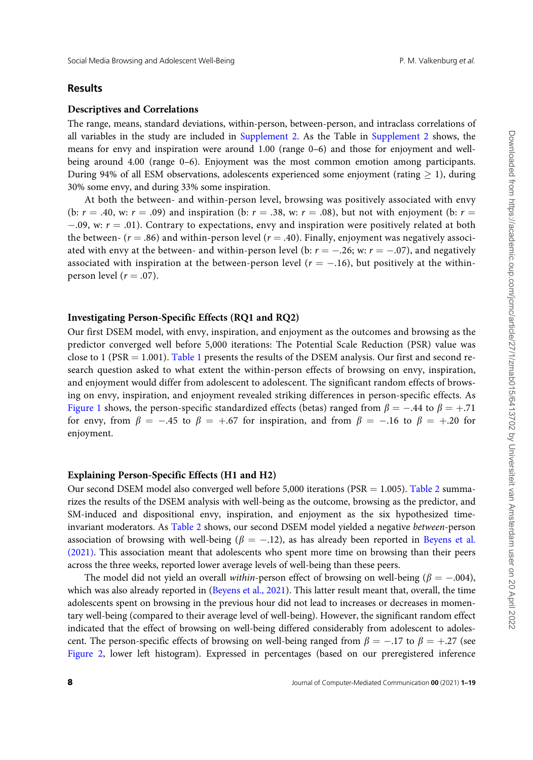## Results

### Descriptives and Correlations

The range, means, standard deviations, within-person, between-person, and intraclass correlations of all variables in the study are included in Supplement 2. As the Table in Supplement 2 shows, the means for envy and inspiration were around 1.00 (range 0–6) and those for enjoyment and well-being around 4.00 (range 0–6). Enjoyment was the most common emotion among participants. During 94% of all ESM observations, adolescents experienced some enjoyment (rating $\geq$ 1), during 30% some envy, and during 33% some inspiration.

At both the between- and within-person level, browsing was positively associated with envy (b: $r$ = .40, w: $r$ = .09) and inspiration (b: $r$ = .38, w: $r$ = .08), but not with enjoyment (b: $r$ = −.09, w: $r$ = .01). Contrary to expectations, envy and inspiration were positively related at both the between- ($r$ = .86) and within-person level ($r$ = .40). Finally, enjoyment was negatively associated with envy at the between- and within-person level (b: $r$ = −.26; w: $r$ = −.07), and negatively associated with inspiration at the between-person level ($r$ = −.16), but positively at the within-person level ($r$ = .07).

### Investigating Person-Specific Effects (RQ1 and RQ2)

Our first DSEM model, with envy, inspiration, and enjoyment as the outcomes and browsing as the predictor converged well before 5,000 iterations: The Potential Scale Reduction (PSR) value was close to 1 (PSR = 1.001). Table 1 presents the results of the DSEM analysis. Our first and second research question asked to what extent the within-person effects of browsing on envy, inspiration, and enjoyment would differ from adolescent to adolescent. The significant random effects of browsing on envy, inspiration, and enjoyment revealed striking differences in person-specific effects. As Figure 1 shows, the person-specific standardized effects (betas) ranged from $\beta$ = −.44 to $\beta$ = +.71 for envy, from $\beta$ = −.45 to $\beta$ = +.67 for inspiration, and from $\beta$ = −.16 to $\beta$ = +.20 for enjoyment.

### Explaining Person-Specific Effects (H1 and H2)

Our second DSEM model also converged well before 5,000 iterations (PSR = 1.005). Table 2 summarizes the results of the DSEM analysis with well-being as the outcome, browsing as the predictor, and SM-induced and dispositional envy, inspiration, and enjoyment as the six hypothesized time-invariant moderators. As Table 2 shows, our second DSEM model yielded a negative *between*-person association of browsing with well-being ($\beta$ = −.12), as has already been reported in Beyens et al. (2021). This association meant that adolescents who spent more time on browsing than their peers across the three weeks, reported lower average levels of well-being than these peers.

The model did not yield an overall *within*-person effect of browsing on well-being ($\beta$ = −.004), which was also already reported in (Beyens et al., 2021). This latter result meant that, overall, the time adolescents spent on browsing in the previous hour did not lead to increases or decreases in momentary well-being (compared to their average level of well-being). However, the significant random effect indicated that the effect of browsing on well-being differed considerably from adolescent to adolescent. The person-specific effects of browsing on well-being ranged from $\beta$ = −.17 to $\beta$ = +.27 (see Figure 2, lower left histogram). Expressed in percentages (based on our preregistered inference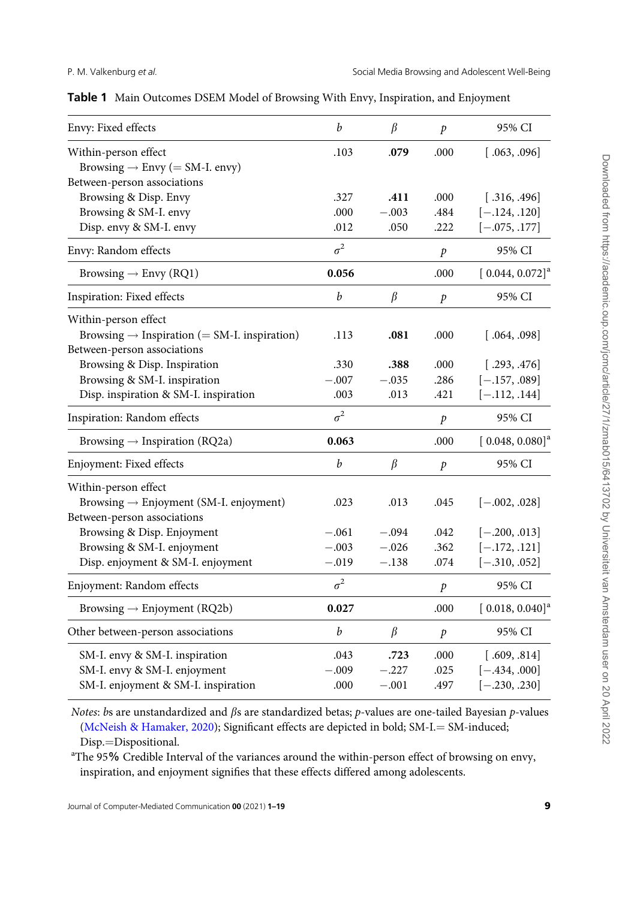**Table 1** Main Outcomes DSEM Model of Browsing With Envy, Inspiration, and Enjoyment

| Envy: Fixed effects | $b$ | $\beta$ | $p$ | 95% CI |
|---|---|---|---|---|
| Within-person effect | | | | |
| Browsing → Envy (= SM-I. envy) | .103 | **.079** | .000 | [ .063, .096] |
| Between-person associations | | | | |
| Browsing & Disp. Envy | .327 | **.411** | .000 | [ .316, .496] |
| Browsing & SM-I. envy | .000 | −.003 | .484 | [−.124, .120] |
| Disp. envy & SM-I. envy | .012 | .050 | .222 | [−.075, .177] |
| **Envy: Random effects** | $\sigma^2$ | | $p$ | 95% CI |
| Browsing → Envy (RQ1) | **0.056** | | .000 | [ 0.044, 0.072][a] |
| **Inspiration: Fixed effects** | $b$ | $\beta$ | $p$ | 95% CI |
| Within-person effect | | | | |
| Browsing → Inspiration (= SM-I. inspiration) | .113 | **.081** | .000 | [ .064, .098] |
| Between-person associations | | | | |
| Browsing & Disp. Inspiration | .330 | **.388** | .000 | [ .293, .476] |
| Browsing & SM-I. inspiration | −.007 | −.035 | .286 | [−.157, .089] |
| Disp. inspiration & SM-I. inspiration | .003 | .013 | .421 | [−.112, .144] |
| **Inspiration: Random effects** | $\sigma^2$ | | $p$ | 95% CI |
| Browsing → Inspiration (RQ2a) | **0.063** | | .000 | [ 0.048, 0.080][a] |
| **Enjoyment: Fixed effects** | $b$ | $\beta$ | $p$ | 95% CI |
| Within-person effect | | | | |
| Browsing → Enjoyment (SM-I. enjoyment) | .023 | .013 | .045 | [−.002, .028] |
| Between-person associations | | | | |
| Browsing & Disp. Enjoyment | −.061 | −.094 | .042 | [−.200, .013] |
| Browsing & SM-I. enjoyment | −.003 | −.026 | .362 | [−.172, .121] |
| Disp. enjoyment & SM-I. enjoyment | −.019 | −.138 | .074 | [−.310, .052] |
| **Enjoyment: Random effects** | $\sigma^2$ | | $p$ | 95% CI |
| Browsing → Enjoyment (RQ2b) | **0.027** | | .000 | [ 0.018, 0.040][a] |
| **Other between-person associations** | $b$ | $\beta$ | $p$ | 95% CI |
| SM-I. envy & SM-I. inspiration | .043 | **.723** | .000 | [ .609, .814] |
| SM-I. envy & SM-I. enjoyment | −.009 | −.227 | .025 | [−.434, .000] |
| SM-I. enjoyment & SM-I. inspiration | .000 | −.001 | .497 | [−.230, .230] |

*Notes*: $b$s are unstandardized and $\beta$s are standardized betas; $p$-values are one-tailed Bayesian $p$-values (McNeish & Hamaker, 2020); Significant effects are depicted in bold; SM-I.= SM-induced; Disp.=Dispositional.

[a]The 95% Credible Interval of the variances around the within-person effect of browsing on envy, inspiration, and enjoyment signifies that these effects differed among adolescents.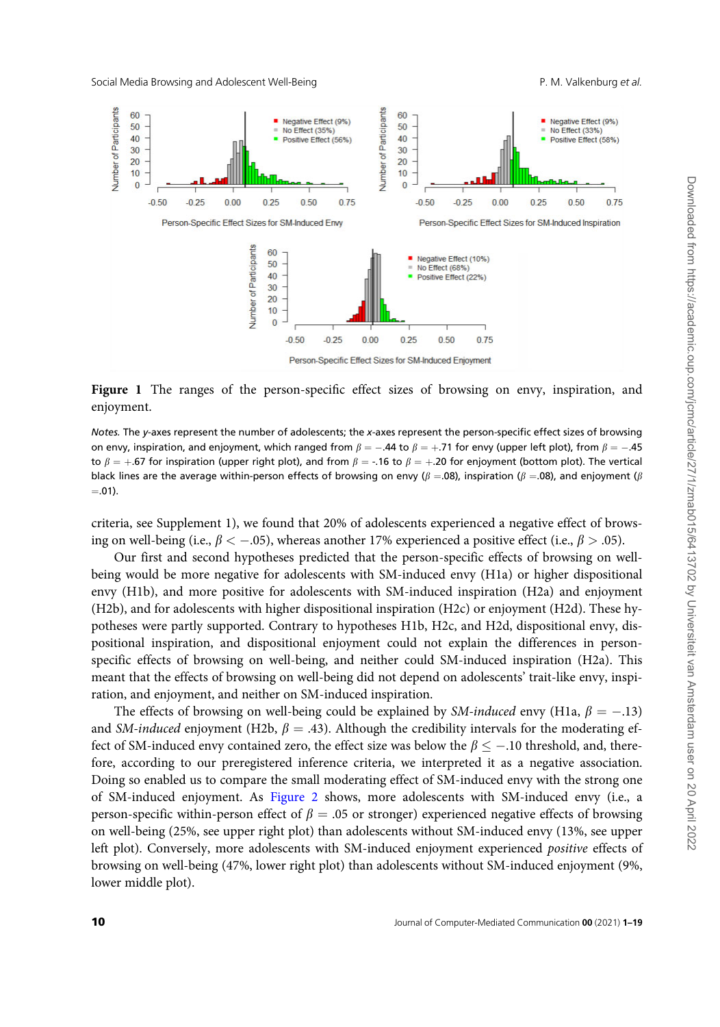**Figure 1** The ranges of the person-specific effect sizes of browsing on envy, inspiration, and enjoyment.

*Notes.* The *y*-axes represent the number of adolescents; the *x*-axes represent the person-specific effect sizes of browsing on envy, inspiration, and enjoyment, which ranged from $\beta = -.44$ to $\beta = +.71$ for envy (upper left plot), from $\beta = -.45$ to $\beta = +.67$ for inspiration (upper right plot), and from $\beta = -.16$ to $\beta = +.20$ for enjoyment (bottom plot). The vertical black lines are the average within-person effects of browsing on envy ($\beta = .08$), inspiration ($\beta = .08$), and enjoyment ($\beta = .01$).

criteria, see Supplement 1), we found that 20% of adolescents experienced a negative effect of browsing on well-being (i.e., $\beta < -.05$), whereas another 17% experienced a positive effect (i.e., $\beta > .05$).

Our first and second hypotheses predicted that the person-specific effects of browsing on well-being would be more negative for adolescents with SM-induced envy (H1a) or higher dispositional envy (H1b), and more positive for adolescents with SM-induced inspiration (H2a) and enjoyment (H2b), and for adolescents with higher dispositional inspiration (H2c) or enjoyment (H2d). These hypotheses were partly supported. Contrary to hypotheses H1b, H2c, and H2d, dispositional envy, dispositional inspiration, and dispositional enjoyment could not explain the differences in person-specific effects of browsing on well-being, and neither could SM-induced inspiration (H2a). This meant that the effects of browsing on well-being did not depend on adolescents' trait-like envy, inspiration, and enjoyment, and neither on SM-induced inspiration.

The effects of browsing on well-being could be explained by *SM-induced* envy (H1a, $\beta = -.13$) and *SM-induced* enjoyment (H2b, $\beta = .43$). Although the credibility intervals for the moderating effect of SM-induced envy contained zero, the effect size was below the $\beta \leq -.10$ threshold, and, therefore, according to our preregistered inference criteria, we interpreted it as a negative association. Doing so enabled us to compare the small moderating effect of SM-induced envy with the strong one of SM-induced enjoyment. As Figure 2 shows, more adolescents with SM-induced envy (i.e., a person-specific within-person effect of $\beta = .05$ or stronger) experienced negative effects of browsing on well-being (25%, see upper right plot) than adolescents without SM-induced envy (13%, see upper left plot). Conversely, more adolescents with SM-induced enjoyment experienced *positive* effects of browsing on well-being (47%, lower right plot) than adolescents without SM-induced enjoyment (9%, lower middle plot).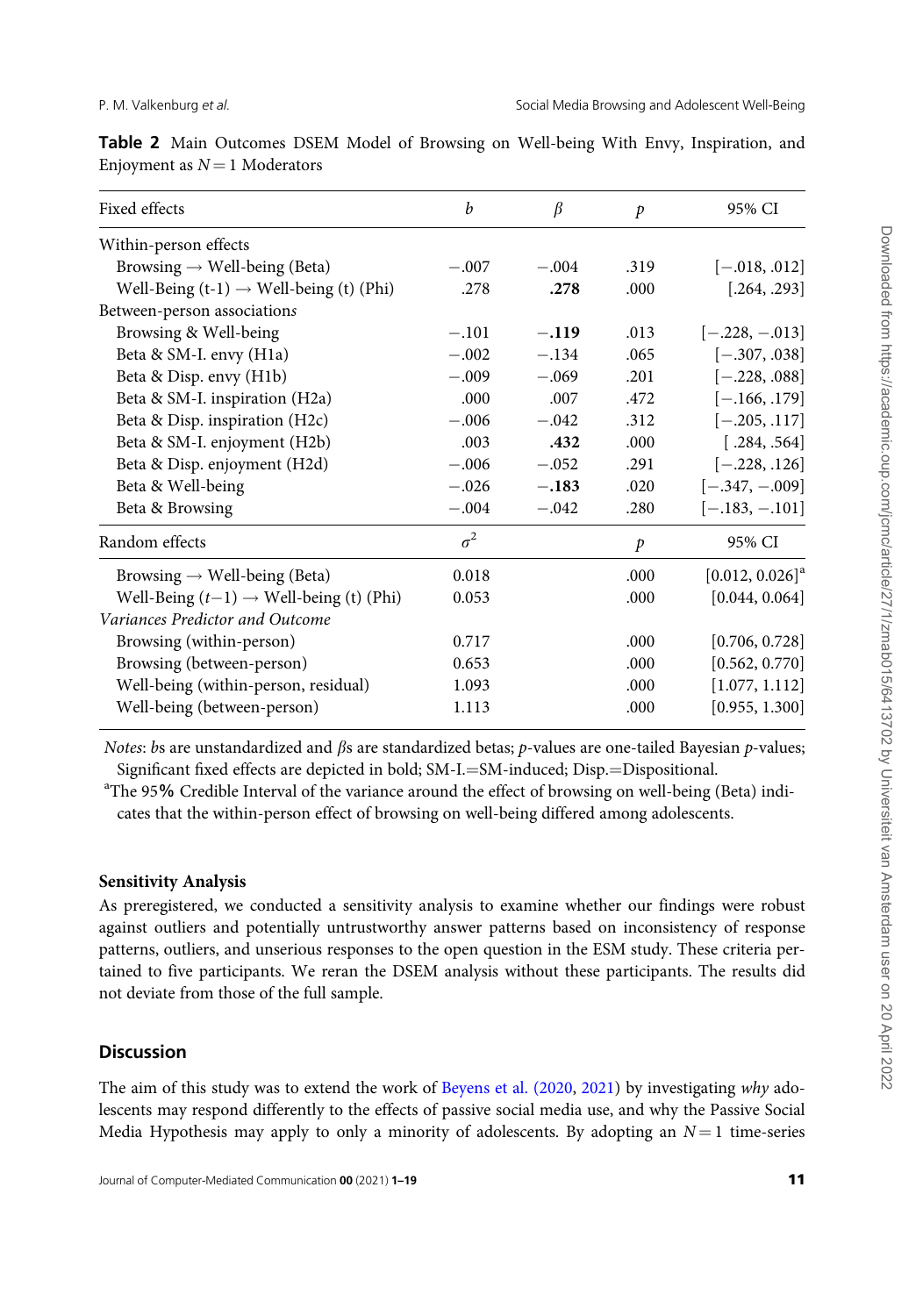**Table 2** Main Outcomes DSEM Model of Browsing on Well-being With Envy, Inspiration, and Enjoyment as $N = 1$ Moderators

| Fixed effects | $b$ | $\beta$ | $p$ | 95% CI |
|---|---|---|---|---|
| Within-person effects | | | | |
| Browsing → Well-being (Beta) | −.007 | −.004 | .319 | [−.018, .012] |
| Well-Being (t-1) → Well-being (t) (Phi) | .278 | **.278** | .000 | [.264, .293] |
| Between-person associations | | | | |
| Browsing & Well-being | −.101 | **−.119** | .013 | [−.228, −.013] |
| Beta & SM-I. envy (H1a) | −.002 | −.134 | .065 | [−.307, .038] |
| Beta & Disp. envy (H1b) | −.009 | −.069 | .201 | [−.228, .088] |
| Beta & SM-I. inspiration (H2a) | .000 | .007 | .472 | [−.166, .179] |
| Beta & Disp. inspiration (H2c) | −.006 | −.042 | .312 | [−.205, .117] |
| Beta & SM-I. enjoyment (H2b) | .003 | **.432** | .000 | [.284, .564] |
| Beta & Disp. enjoyment (H2d) | −.006 | −.052 | .291 | [−.228, .126] |
| Beta & Well-being | −.026 | **−.183** | .020 | [−.347, −.009] |
| Beta & Browsing | −.004 | −.042 | .280 | [−.183, −.101] |
| **Random effects** | $\sigma^2$ | | $p$ | 95% CI |
| Browsing → Well-being (Beta) | 0.018 | | .000 | [0.012, 0.026][a] |
| Well-Being ($t$−1) → Well-being (t) (Phi) | 0.053 | | .000 | [0.044, 0.064] |
| *Variances Predictor and Outcome* | | | | |
| Browsing (within-person) | 0.717 | | .000 | [0.706, 0.728] |
| Browsing (between-person) | 0.653 | | .000 | [0.562, 0.770] |
| Well-being (within-person, residual) | 1.093 | | .000 | [1.077, 1.112] |
| Well-being (between-person) | 1.113 | | .000 | [0.955, 1.300] |

*Notes*: *b*s are unstandardized and $\beta$s are standardized betas; *p*-values are one-tailed Bayesian *p*-values; Significant fixed effects are depicted in bold; SM-I.=SM-induced; Disp.=Dispositional.

[a]The 95**%** Credible Interval of the variance around the effect of browsing on well-being (Beta) indicates that the within-person effect of browsing on well-being differed among adolescents.

### Sensitivity Analysis

As preregistered, we conducted a sensitivity analysis to examine whether our findings were robust against outliers and potentially untrustworthy answer patterns based on inconsistency of response patterns, outliers, and unserious responses to the open question in the ESM study. These criteria pertained to five participants. We reran the DSEM analysis without these participants. The results did not deviate from those of the full sample.

## Discussion

The aim of this study was to extend the work of Beyens et al. (2020, 2021) by investigating *why* adolescents may respond differently to the effects of passive social media use, and why the Passive Social Media Hypothesis may apply to only a minority of adolescents. By adopting an $N = 1$ time-series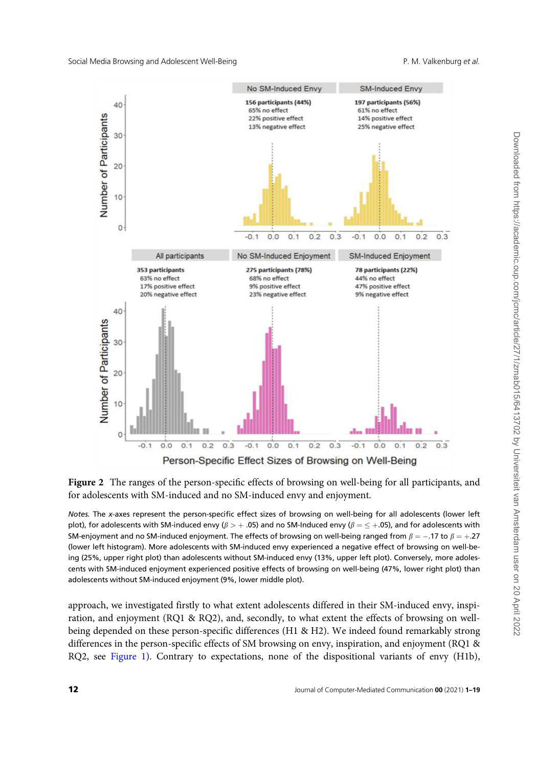**Figure 2** The ranges of the person-specific effects of browsing on well-being for all participants, and for adolescents with SM-induced and no SM-induced envy and enjoyment.

*Notes.* The *x*-axes represent the person-specific effect sizes of browsing on well-being for all adolescents (lower left plot), for adolescents with SM-induced envy ($\beta > +.05$) and no SM-Induced envy ($\beta = \leq +.05$), and for adolescents with SM-enjoyment and no SM-induced enjoyment. The effects of browsing on well-being ranged from $\beta = -.17$ to $\beta = +.27$ (lower left histogram). More adolescents with SM-induced envy experienced a negative effect of browsing on well-being (25%, upper right plot) than adolescents without SM-induced envy (13%, upper left plot). Conversely, more adolescents with SM-induced enjoyment experienced positive effects of browsing on well-being (47%, lower right plot) than adolescents without SM-induced enjoyment (9%, lower middle plot).

approach, we investigated firstly to what extent adolescents differed in their SM-induced envy, inspiration, and enjoyment (RQ1 & RQ2), and, secondly, to what extent the effects of browsing on well-being depended on these person-specific differences (H1 & H2). We indeed found remarkably strong differences in the person-specific effects of SM browsing on envy, inspiration, and enjoyment (RQ1 & RQ2, see Figure 1). Contrary to expectations, none of the dispositional variants of envy (H1b),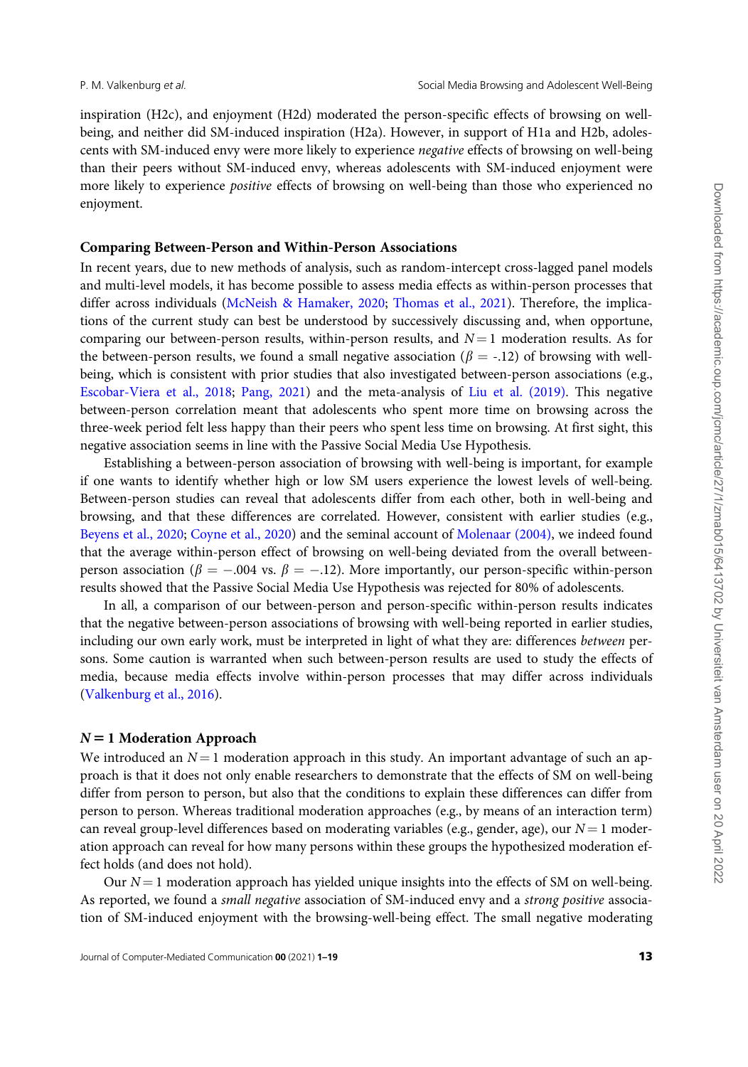inspiration (H2c), and enjoyment (H2d) moderated the person-specific effects of browsing on well-being, and neither did SM-induced inspiration (H2a). However, in support of H1a and H2b, adolescents with SM-induced envy were more likely to experience *negative* effects of browsing on well-being than their peers without SM-induced envy, whereas adolescents with SM-induced enjoyment were more likely to experience *positive* effects of browsing on well-being than those who experienced no enjoyment.

### Comparing Between-Person and Within-Person Associations

In recent years, due to new methods of analysis, such as random-intercept cross-lagged panel models and multi-level models, it has become possible to assess media effects as within-person processes that differ across individuals (McNeish & Hamaker, 2020; Thomas et al., 2021). Therefore, the implications of the current study can best be understood by successively discussing and, when opportune, comparing our between-person results, within-person results, and $N = 1$ moderation results. As for the between-person results, we found a small negative association ($\beta$ = -.12) of browsing with well-being, which is consistent with prior studies that also investigated between-person associations (e.g., Escobar-Viera et al., 2018; Pang, 2021) and the meta-analysis of Liu et al. (2019). This negative between-person correlation meant that adolescents who spent more time on browsing across the three-week period felt less happy than their peers who spent less time on browsing. At first sight, this negative association seems in line with the Passive Social Media Use Hypothesis.

Establishing a between-person association of browsing with well-being is important, for example if one wants to identify whether high or low SM users experience the lowest levels of well-being. Between-person studies can reveal that adolescents differ from each other, both in well-being and browsing, and that these differences are correlated. However, consistent with earlier studies (e.g., Beyens et al., 2020; Coyne et al., 2020) and the seminal account of Molenaar (2004), we indeed found that the average within-person effect of browsing on well-being deviated from the overall between-person association ($\beta = -.004$ vs. $\beta = -.12$). More importantly, our person-specific within-person results showed that the Passive Social Media Use Hypothesis was rejected for 80% of adolescents.

In all, a comparison of our between-person and person-specific within-person results indicates that the negative between-person associations of browsing with well-being reported in earlier studies, including our own early work, must be interpreted in light of what they are: differences *between* persons. Some caution is warranted when such between-person results are used to study the effects of media, because media effects involve within-person processes that may differ across individuals (Valkenburg et al., 2016).

### $N = 1$ Moderation Approach

We introduced an $N = 1$ moderation approach in this study. An important advantage of such an approach is that it does not only enable researchers to demonstrate that the effects of SM on well-being differ from person to person, but also that the conditions to explain these differences can differ from person to person. Whereas traditional moderation approaches (e.g., by means of an interaction term) can reveal group-level differences based on moderating variables (e.g., gender, age), our $N = 1$ moderation approach can reveal for how many persons within these groups the hypothesized moderation effect holds (and does not hold).

Our $N = 1$ moderation approach has yielded unique insights into the effects of SM on well-being. As reported, we found a *small negative* association of SM-induced envy and a *strong positive* association of SM-induced enjoyment with the browsing-well-being effect. The small negative moderating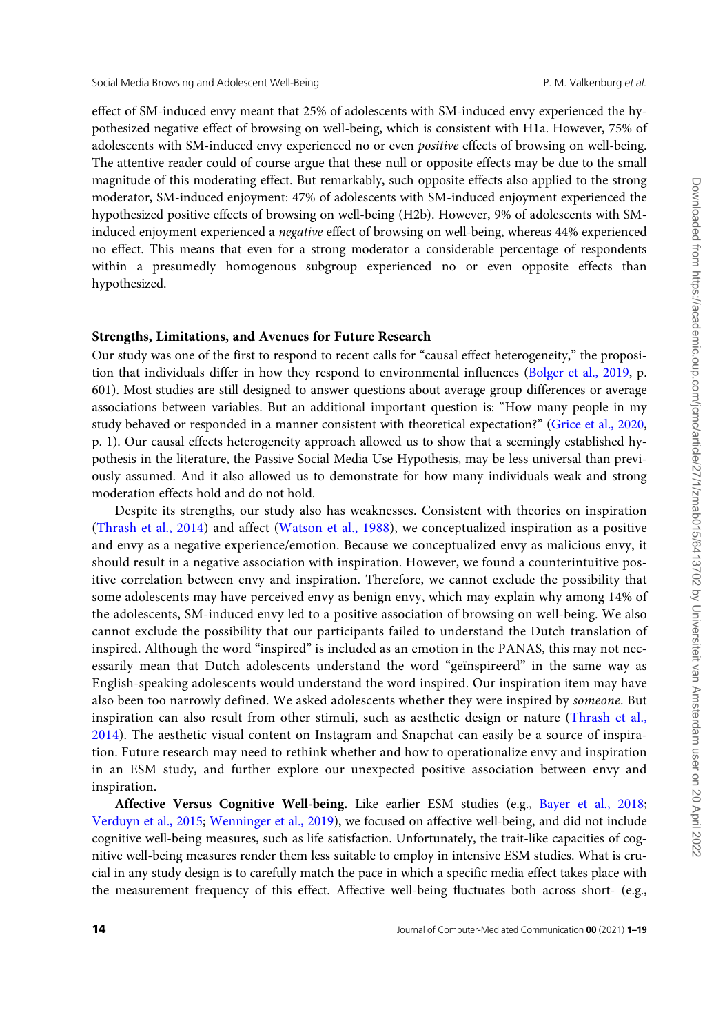effect of SM-induced envy meant that 25% of adolescents with SM-induced envy experienced the hypothesized negative effect of browsing on well-being, which is consistent with H1a. However, 75% of adolescents with SM-induced envy experienced no or even *positive* effects of browsing on well-being. The attentive reader could of course argue that these null or opposite effects may be due to the small magnitude of this moderating effect. But remarkably, such opposite effects also applied to the strong moderator, SM-induced enjoyment: 47% of adolescents with SM-induced enjoyment experienced the hypothesized positive effects of browsing on well-being (H2b). However, 9% of adolescents with SM-induced enjoyment experienced a *negative* effect of browsing on well-being, whereas 44% experienced no effect. This means that even for a strong moderator a considerable percentage of respondents within a presumedly homogenous subgroup experienced no or even opposite effects than hypothesized.

### Strengths, Limitations, and Avenues for Future Research

Our study was one of the first to respond to recent calls for "causal effect heterogeneity," the proposition that individuals differ in how they respond to environmental influences (Bolger et al., 2019, p. 601). Most studies are still designed to answer questions about average group differences or average associations between variables. But an additional important question is: "How many people in my study behaved or responded in a manner consistent with theoretical expectation?" (Grice et al., 2020, p. 1). Our causal effects heterogeneity approach allowed us to show that a seemingly established hypothesis in the literature, the Passive Social Media Use Hypothesis, may be less universal than previously assumed. And it also allowed us to demonstrate for how many individuals weak and strong moderation effects hold and do not hold.

Despite its strengths, our study also has weaknesses. Consistent with theories on inspiration (Thrash et al., 2014) and affect (Watson et al., 1988), we conceptualized inspiration as a positive and envy as a negative experience/emotion. Because we conceptualized envy as malicious envy, it should result in a negative association with inspiration. However, we found a counterintuitive positive correlation between envy and inspiration. Therefore, we cannot exclude the possibility that some adolescents may have perceived envy as benign envy, which may explain why among 14% of the adolescents, SM-induced envy led to a positive association of browsing on well-being. We also cannot exclude the possibility that our participants failed to understand the Dutch translation of inspired. Although the word "inspired" is included as an emotion in the PANAS, this may not necessarily mean that Dutch adolescents understand the word "geïnspireerd" in the same way as English-speaking adolescents would understand the word inspired. Our inspiration item may have also been too narrowly defined. We asked adolescents whether they were inspired by *someone*. But inspiration can also result from other stimuli, such as aesthetic design or nature (Thrash et al., 2014). The aesthetic visual content on Instagram and Snapchat can easily be a source of inspiration. Future research may need to rethink whether and how to operationalize envy and inspiration in an ESM study, and further explore our unexpected positive association between envy and inspiration.

**Affective Versus Cognitive Well-being.** Like earlier ESM studies (e.g., Bayer et al., 2018; Verduyn et al., 2015; Wenninger et al., 2019), we focused on affective well-being, and did not include cognitive well-being measures, such as life satisfaction. Unfortunately, the trait-like capacities of cognitive well-being measures render them less suitable to employ in intensive ESM studies. What is crucial in any study design is to carefully match the pace in which a specific media effect takes place with the measurement frequency of this effect. Affective well-being fluctuates both across short- (e.g.,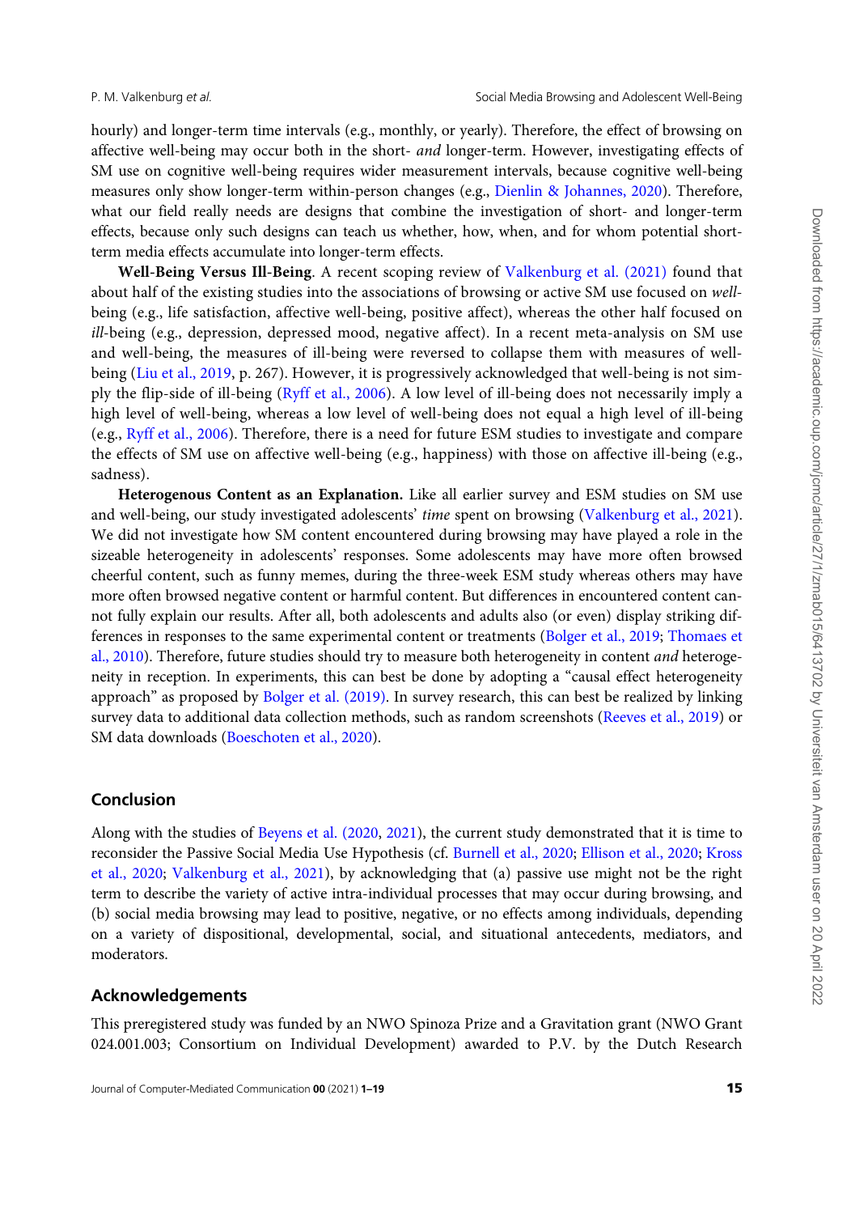hourly) and longer-term time intervals (e.g., monthly, or yearly). Therefore, the effect of browsing on affective well-being may occur both in the short- *and* longer-term. However, investigating effects of SM use on cognitive well-being requires wider measurement intervals, because cognitive well-being measures only show longer-term within-person changes (e.g., Dienlin & Johannes, 2020). Therefore, what our field really needs are designs that combine the investigation of short- and longer-term effects, because only such designs can teach us whether, how, when, and for whom potential short-term media effects accumulate into longer-term effects.

**Well-Being Versus Ill-Being.** A recent scoping review of Valkenburg et al. (2021) found that about half of the existing studies into the associations of browsing or active SM use focused on *well*-being (e.g., life satisfaction, affective well-being, positive affect), whereas the other half focused on *ill*-being (e.g., depression, depressed mood, negative affect). In a recent meta-analysis on SM use and well-being, the measures of ill-being were reversed to collapse them with measures of well-being (Liu et al., 2019, p. 267). However, it is progressively acknowledged that well-being is not simply the flip-side of ill-being (Ryff et al., 2006). A low level of ill-being does not necessarily imply a high level of well-being, whereas a low level of well-being does not equal a high level of ill-being (e.g., Ryff et al., 2006). Therefore, there is a need for future ESM studies to investigate and compare the effects of SM use on affective well-being (e.g., happiness) with those on affective ill-being (e.g., sadness).

**Heterogenous Content as an Explanation.** Like all earlier survey and ESM studies on SM use and well-being, our study investigated adolescents' *time* spent on browsing (Valkenburg et al., 2021). We did not investigate how SM content encountered during browsing may have played a role in the sizeable heterogeneity in adolescents' responses. Some adolescents may have more often browsed cheerful content, such as funny memes, during the three-week ESM study whereas others may have more often browsed negative content or harmful content. But differences in encountered content cannot fully explain our results. After all, both adolescents and adults also (or even) display striking differences in responses to the same experimental content or treatments (Bolger et al., 2019; Thomaes et al., 2010). Therefore, future studies should try to measure both heterogeneity in content *and* heterogeneity in reception. In experiments, this can best be done by adopting a "causal effect heterogeneity approach" as proposed by Bolger et al. (2019). In survey research, this can best be realized by linking survey data to additional data collection methods, such as random screenshots (Reeves et al., 2019) or SM data downloads (Boeschoten et al., 2020).

## Conclusion

Along with the studies of Beyens et al. (2020, 2021), the current study demonstrated that it is time to reconsider the Passive Social Media Use Hypothesis (cf. Burnell et al., 2020; Ellison et al., 2020; Kross et al., 2020; Valkenburg et al., 2021), by acknowledging that (a) passive use might not be the right term to describe the variety of active intra-individual processes that may occur during browsing, and (b) social media browsing may lead to positive, negative, or no effects among individuals, depending on a variety of dispositional, developmental, social, and situational antecedents, mediators, and moderators.

## Acknowledgements

This preregistered study was funded by an NWO Spinoza Prize and a Gravitation grant (NWO Grant 024.001.003; Consortium on Individual Development) awarded to P.V. by the Dutch Research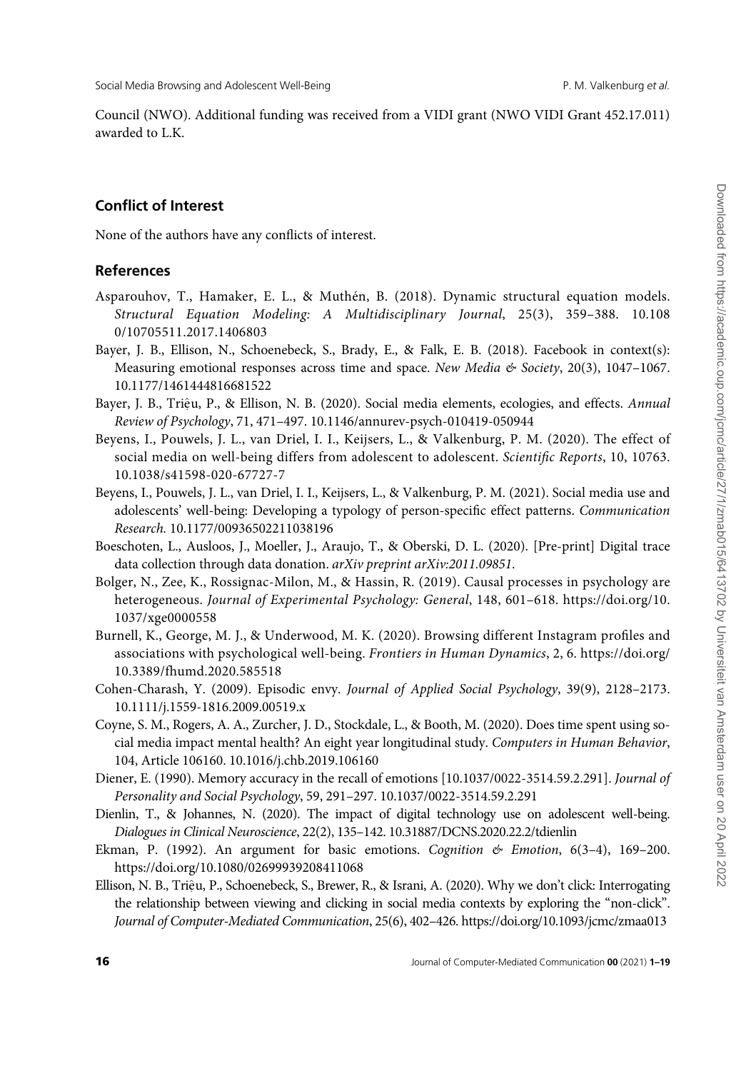Council (NWO). Additional funding was received from a VIDI grant (NWO VIDI Grant 452.17.011) awarded to L.K.

## Conflict of Interest

None of the authors have any conflicts of interest.

## References

Asparouhov, T., Hamaker, E. L., & Muthén, B. (2018). Dynamic structural equation models. *Structural Equation Modeling: A Multidisciplinary Journal*, 25(3), 359–388. 10.1080/10705511.2017.1406803

Bayer, J. B., Ellison, N., Schoenebeck, S., Brady, E., & Falk, E. B. (2018). Facebook in context(s): Measuring emotional responses across time and space. *New Media & Society*, 20(3), 1047–1067. 10.1177/1461444816681522

Bayer, J. B., Triệu, P., & Ellison, N. B. (2020). Social media elements, ecologies, and effects. *Annual Review of Psychology*, 71, 471–497. 10.1146/annurev-psych-010419-050944

Beyens, I., Pouwels, J. L., van Driel, I. I., Keijsers, L., & Valkenburg, P. M. (2020). The effect of social media on well-being differs from adolescent to adolescent. *Scientific Reports*, 10, 10763. 10.1038/s41598-020-67727-7

Beyens, I., Pouwels, J. L., van Driel, I. I., Keijsers, L., & Valkenburg, P. M. (2021). Social media use and adolescents' well-being: Developing a typology of person-specific effect patterns. *Communication Research.* 10.1177/00936502211038196

Boeschoten, L., Ausloos, J., Moeller, J., Araujo, T., & Oberski, D. L. (2020). [Pre-print] Digital trace data collection through data donation. *arXiv preprint arXiv:2011.09851.*

Bolger, N., Zee, K., Rossignac-Milon, M., & Hassin, R. (2019). Causal processes in psychology are heterogeneous. *Journal of Experimental Psychology: General*, 148, 601–618. https://doi.org/10.1037/xge0000558

Burnell, K., George, M. J., & Underwood, M. K. (2020). Browsing different Instagram profiles and associations with psychological well-being. *Frontiers in Human Dynamics*, 2, 6. https://doi.org/10.3389/fhumd.2020.585518

Cohen-Charash, Y. (2009). Episodic envy. *Journal of Applied Social Psychology*, 39(9), 2128–2173. 10.1111/j.1559-1816.2009.00519.x

Coyne, S. M., Rogers, A. A., Zurcher, J. D., Stockdale, L., & Booth, M. (2020). Does time spent using social media impact mental health? An eight year longitudinal study. *Computers in Human Behavior*, 104, Article 106160. 10.1016/j.chb.2019.106160

Diener, E. (1990). Memory accuracy in the recall of emotions [10.1037/0022-3514.59.2.291]. *Journal of Personality and Social Psychology*, 59, 291–297. 10.1037/0022-3514.59.2.291

Dienlin, T., & Johannes, N. (2020). The impact of digital technology use on adolescent well-being. *Dialogues in Clinical Neuroscience*, 22(2), 135–142. 10.31887/DCNS.2020.22.2/tdienlin

Ekman, P. (1992). An argument for basic emotions. *Cognition & Emotion*, 6(3–4), 169–200. https://doi.org/10.1080/02699939208411068

Ellison, N. B., Triệu, P., Schoenebeck, S., Brewer, R., & Israni, A. (2020). Why we don't click: Interrogating the relationship between viewing and clicking in social media contexts by exploring the "non-click". *Journal of Computer-Mediated Communication*, 25(6), 402–426. https://doi.org/10.1093/jcmc/zmaa013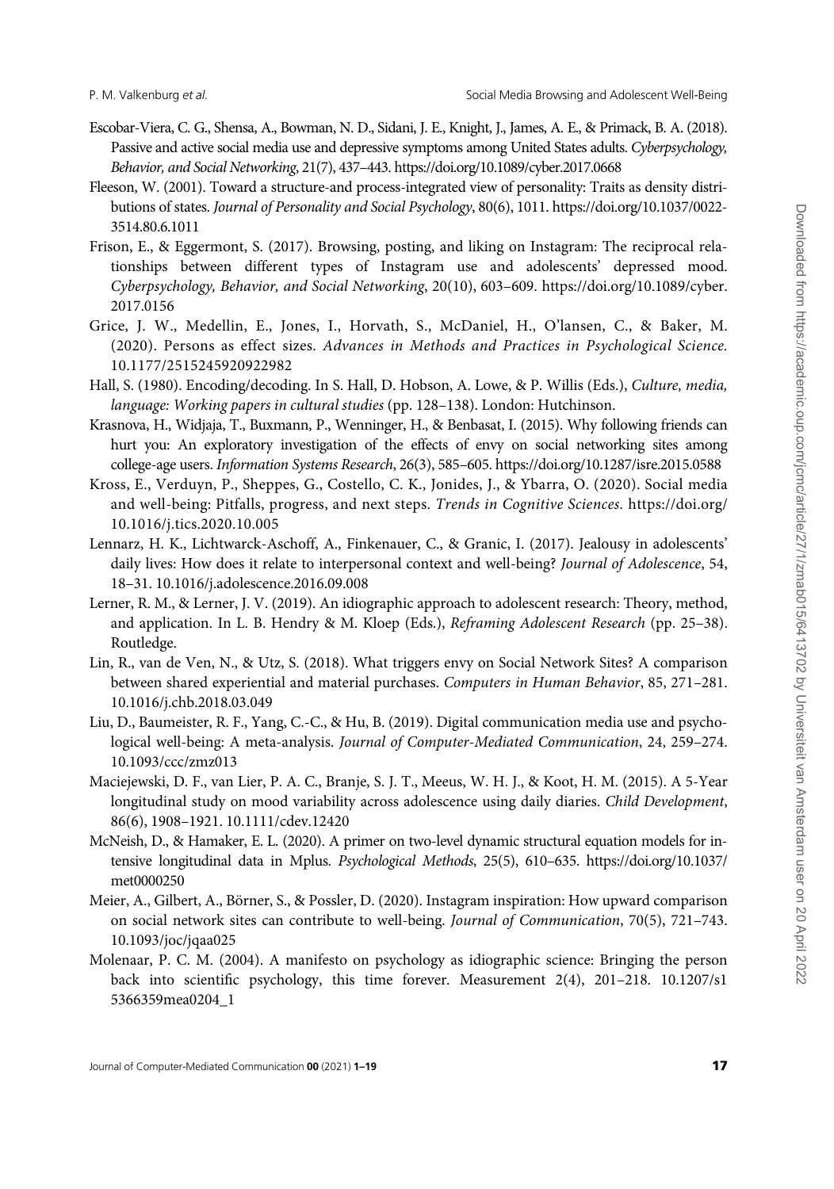Escobar-Viera, C. G., Shensa, A., Bowman, N. D., Sidani, J. E., Knight, J., James, A. E., & Primack, B. A. (2018). Passive and active social media use and depressive symptoms among United States adults. *Cyberpsychology, Behavior, and Social Networking*, 21(7), 437–443. https://doi.org/10.1089/cyber.2017.0668

Fleeson, W. (2001). Toward a structure-and process-integrated view of personality: Traits as density distributions of states. *Journal of Personality and Social Psychology*, 80(6), 1011. https://doi.org/10.1037/0022-3514.80.6.1011

Frison, E., & Eggermont, S. (2017). Browsing, posting, and liking on Instagram: The reciprocal relationships between different types of Instagram use and adolescents' depressed mood. *Cyberpsychology, Behavior, and Social Networking*, 20(10), 603–609. https://doi.org/10.1089/cyber.2017.0156

Grice, J. W., Medellin, E., Jones, I., Horvath, S., McDaniel, H., O'lansen, C., & Baker, M. (2020). Persons as effect sizes. *Advances in Methods and Practices in Psychological Science*. 10.1177/2515245920922982

Hall, S. (1980). Encoding/decoding. In S. Hall, D. Hobson, A. Lowe, & P. Willis (Eds.), *Culture, media, language: Working papers in cultural studies* (pp. 128–138). London: Hutchinson.

Krasnova, H., Widjaja, T., Buxmann, P., Wenninger, H., & Benbasat, I. (2015). Why following friends can hurt you: An exploratory investigation of the effects of envy on social networking sites among college-age users. *Information Systems Research*, 26(3), 585–605. https://doi.org/10.1287/isre.2015.0588

Kross, E., Verduyn, P., Sheppes, G., Costello, C. K., Jonides, J., & Ybarra, O. (2020). Social media and well-being: Pitfalls, progress, and next steps. *Trends in Cognitive Sciences*. https://doi.org/10.1016/j.tics.2020.10.005

Lennarz, H. K., Lichtwarck-Aschoff, A., Finkenauer, C., & Granic, I. (2017). Jealousy in adolescents' daily lives: How does it relate to interpersonal context and well-being? *Journal of Adolescence*, 54, 18–31. 10.1016/j.adolescence.2016.09.008

Lerner, R. M., & Lerner, J. V. (2019). An idiographic approach to adolescent research: Theory, method, and application. In L. B. Hendry & M. Kloep (Eds.), *Reframing Adolescent Research* (pp. 25–38). Routledge.

Lin, R., van de Ven, N., & Utz, S. (2018). What triggers envy on Social Network Sites? A comparison between shared experiential and material purchases. *Computers in Human Behavior*, 85, 271–281. 10.1016/j.chb.2018.03.049

Liu, D., Baumeister, R. F., Yang, C.-C., & Hu, B. (2019). Digital communication media use and psychological well-being: A meta-analysis. *Journal of Computer-Mediated Communication*, 24, 259–274. 10.1093/ccc/zmz013

Maciejewski, D. F., van Lier, P. A. C., Branje, S. J. T., Meeus, W. H. J., & Koot, H. M. (2015). A 5-Year longitudinal study on mood variability across adolescence using daily diaries. *Child Development*, 86(6), 1908–1921. 10.1111/cdev.12420

McNeish, D., & Hamaker, E. L. (2020). A primer on two-level dynamic structural equation models for intensive longitudinal data in Mplus. *Psychological Methods*, 25(5), 610–635. https://doi.org/10.1037/met0000250

Meier, A., Gilbert, A., Börner, S., & Possler, D. (2020). Instagram inspiration: How upward comparison on social network sites can contribute to well-being. *Journal of Communication*, 70(5), 721–743. 10.1093/joc/jqaa025

Molenaar, P. C. M. (2004). A manifesto on psychology as idiographic science: Bringing the person back into scientific psychology, this time forever. Measurement 2(4), 201–218. 10.1207/s15366359mea0204_1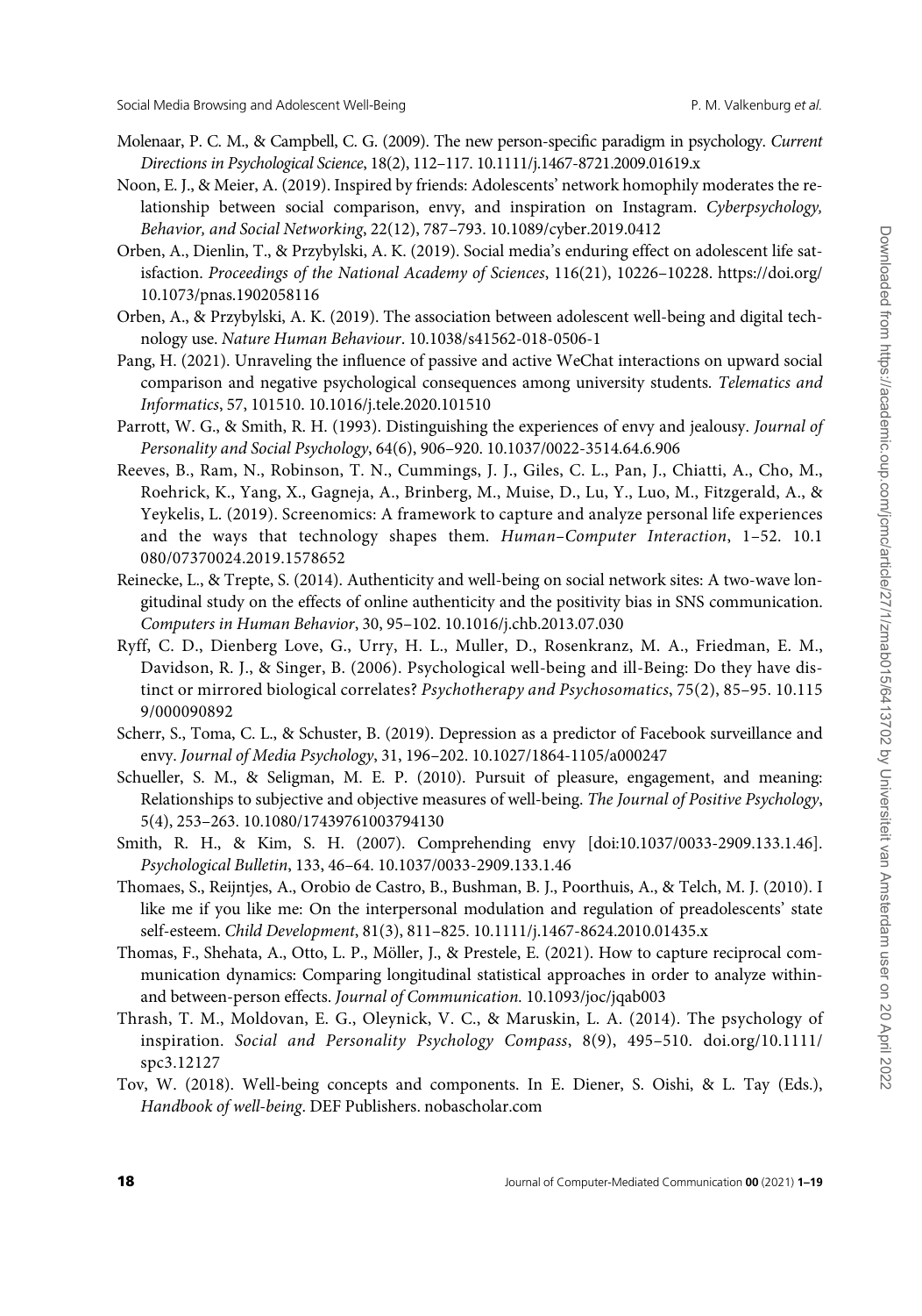Molenaar, P. C. M., & Campbell, C. G. (2009). The new person-specific paradigm in psychology. *Current Directions in Psychological Science*, 18(2), 112–117. 10.1111/j.1467-8721.2009.01619.x

Noon, E. J., & Meier, A. (2019). Inspired by friends: Adolescents' network homophily moderates the relationship between social comparison, envy, and inspiration on Instagram. *Cyberpsychology, Behavior, and Social Networking*, 22(12), 787–793. 10.1089/cyber.2019.0412

Orben, A., Dienlin, T., & Przybylski, A. K. (2019). Social media's enduring effect on adolescent life satisfaction. *Proceedings of the National Academy of Sciences*, 116(21), 10226–10228. https://doi.org/10.1073/pnas.1902058116

Orben, A., & Przybylski, A. K. (2019). The association between adolescent well-being and digital technology use. *Nature Human Behaviour*. 10.1038/s41562-018-0506-1

Pang, H. (2021). Unraveling the influence of passive and active WeChat interactions on upward social comparison and negative psychological consequences among university students. *Telematics and Informatics*, 57, 101510. 10.1016/j.tele.2020.101510

Parrott, W. G., & Smith, R. H. (1993). Distinguishing the experiences of envy and jealousy. *Journal of Personality and Social Psychology*, 64(6), 906–920. 10.1037/0022-3514.64.6.906

Reeves, B., Ram, N., Robinson, T. N., Cummings, J. J., Giles, C. L., Pan, J., Chiatti, A., Cho, M., Roehrick, K., Yang, X., Gagneja, A., Brinberg, M., Muise, D., Lu, Y., Luo, M., Fitzgerald, A., & Yeykelis, L. (2019). Screenomics: A framework to capture and analyze personal life experiences and the ways that technology shapes them. *Human–Computer Interaction*, 1–52. 10.1080/07370024.2019.1578652

Reinecke, L., & Trepte, S. (2014). Authenticity and well-being on social network sites: A two-wave longitudinal study on the effects of online authenticity and the positivity bias in SNS communication. *Computers in Human Behavior*, 30, 95–102. 10.1016/j.chb.2013.07.030

Ryff, C. D., Dienberg Love, G., Urry, H. L., Muller, D., Rosenkranz, M. A., Friedman, E. M., Davidson, R. J., & Singer, B. (2006). Psychological well-being and ill-Being: Do they have distinct or mirrored biological correlates? *Psychotherapy and Psychosomatics*, 75(2), 85–95. 10.1159/000090892

Scherr, S., Toma, C. L., & Schuster, B. (2019). Depression as a predictor of Facebook surveillance and envy. *Journal of Media Psychology*, 31, 196–202. 10.1027/1864-1105/a000247

Schueller, S. M., & Seligman, M. E. P. (2010). Pursuit of pleasure, engagement, and meaning: Relationships to subjective and objective measures of well-being. *The Journal of Positive Psychology*, 5(4), 253–263. 10.1080/17439761003794130

Smith, R. H., & Kim, S. H. (2007). Comprehending envy [doi:10.1037/0033-2909.133.1.46]. *Psychological Bulletin*, 133, 46–64. 10.1037/0033-2909.133.1.46

Thomaes, S., Reijntjes, A., Orobio de Castro, B., Bushman, B. J., Poorthuis, A., & Telch, M. J. (2010). I like me if you like me: On the interpersonal modulation and regulation of preadolescents' state self-esteem. *Child Development*, 81(3), 811–825. 10.1111/j.1467-8624.2010.01435.x

Thomas, F., Shehata, A., Otto, L. P., Möller, J., & Prestele, E. (2021). How to capture reciprocal communication dynamics: Comparing longitudinal statistical approaches in order to analyze within- and between-person effects. *Journal of Communication.* 10.1093/joc/jqab003

Thrash, T. M., Moldovan, E. G., Oleynick, V. C., & Maruskin, L. A. (2014). The psychology of inspiration. *Social and Personality Psychology Compass*, 8(9), 495–510. doi.org/10.1111/spc3.12127

Tov, W. (2018). Well-being concepts and components. In E. Diener, S. Oishi, & L. Tay (Eds.), *Handbook of well-being*. DEF Publishers. nobascholar.com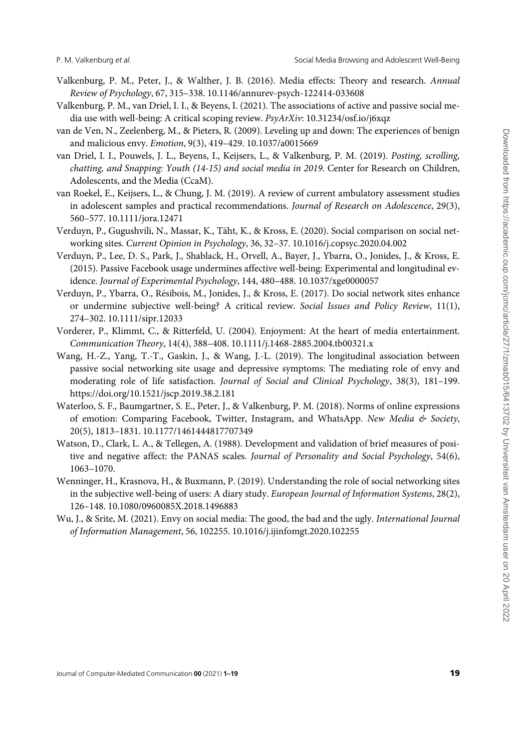Valkenburg, P. M., Peter, J., & Walther, J. B. (2016). Media effects: Theory and research. *Annual Review of Psychology*, 67, 315–338. 10.1146/annurev-psych-122414-033608

Valkenburg, P. M., van Driel, I. I., & Beyens, I. (2021). The associations of active and passive social media use with well-being: A critical scoping review. *PsyArXiv*: 10.31234/osf.io/j6xqz

van de Ven, N., Zeelenberg, M., & Pieters, R. (2009). Leveling up and down: The experiences of benign and malicious envy. *Emotion*, 9(3), 419–429. 10.1037/a0015669

van Driel, I. I., Pouwels, J. L., Beyens, I., Keijsers, L., & Valkenburg, P. M. (2019). *Posting, scrolling, chatting, and Snapping: Youth (14-15) and social media in 2019*. Center for Research on Children, Adolescents, and the Media (CcaM).

van Roekel, E., Keijsers, L., & Chung, J. M. (2019). A review of current ambulatory assessment studies in adolescent samples and practical recommendations. *Journal of Research on Adolescence*, 29(3), 560–577. 10.1111/jora.12471

Verduyn, P., Gugushvili, N., Massar, K., Täht, K., & Kross, E. (2020). Social comparison on social networking sites. *Current Opinion in Psychology*, 36, 32–37. 10.1016/j.copsyc.2020.04.002

Verduyn, P., Lee, D. S., Park, J., Shablack, H., Orvell, A., Bayer, J., Ybarra, O., Jonides, J., & Kross, E. (2015). Passive Facebook usage undermines affective well-being: Experimental and longitudinal evidence. *Journal of Experimental Psychology*, 144, 480–488. 10.1037/xge0000057

Verduyn, P., Ybarra, O., Résibois, M., Jonides, J., & Kross, E. (2017). Do social network sites enhance or undermine subjective well-being? A critical review. *Social Issues and Policy Review*, 11(1), 274–302. 10.1111/sipr.12033

Vorderer, P., Klimmt, C., & Ritterfeld, U. (2004). Enjoyment: At the heart of media entertainment. *Communication Theory*, 14(4), 388–408. 10.1111/j.1468-2885.2004.tb00321.x

Wang, H.-Z., Yang, T.-T., Gaskin, J., & Wang, J.-L. (2019). The longitudinal association between passive social networking site usage and depressive symptoms: The mediating role of envy and moderating role of life satisfaction. *Journal of Social and Clinical Psychology*, 38(3), 181–199. https://doi.org/10.1521/jscp.2019.38.2.181

Waterloo, S. F., Baumgartner, S. E., Peter, J., & Valkenburg, P. M. (2018). Norms of online expressions of emotion: Comparing Facebook, Twitter, Instagram, and WhatsApp. *New Media & Society*, 20(5), 1813–1831. 10.1177/1461444817707349

Watson, D., Clark, L. A., & Tellegen, A. (1988). Development and validation of brief measures of positive and negative affect: the PANAS scales. *Journal of Personality and Social Psychology*, 54(6), 1063–1070.

Wenninger, H., Krasnova, H., & Buxmann, P. (2019). Understanding the role of social networking sites in the subjective well-being of users: A diary study. *European Journal of Information Systems*, 28(2), 126–148. 10.1080/0960085X.2018.1496883

Wu, J., & Srite, M. (2021). Envy on social media: The good, the bad and the ugly. *International Journal of Information Management*, 56, 102255. 10.1016/j.ijinfomgt.2020.102255